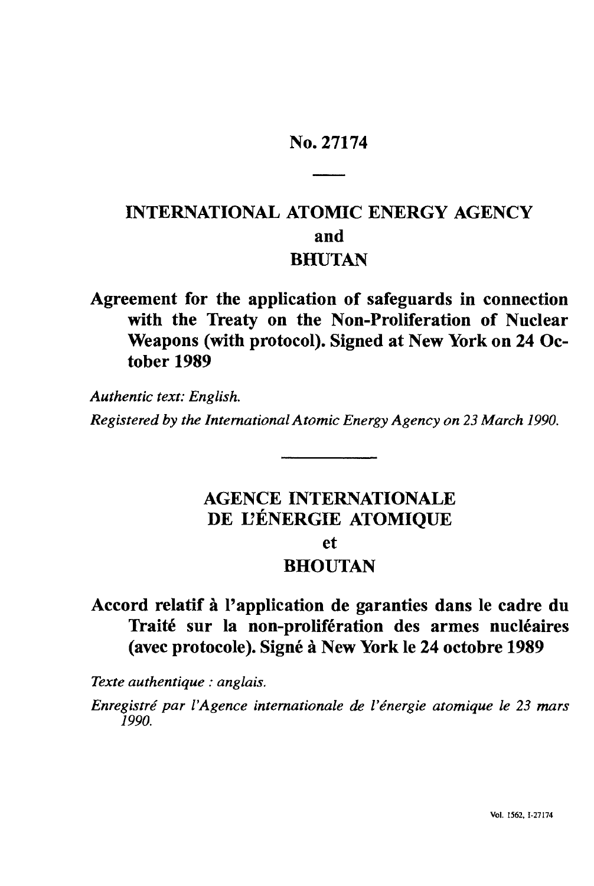# No. 27174

## INTERNATIONAL ATOMIC ENERGY AGENCY
## and
## BHUTAN

**Agreement for the application of safeguards in connection with the Treaty on the Non-Proliferation of Nuclear Weapons (with protocol). Signed at New York on 24 October 1989**

*Authentic text: English.*

*Registered by the International Atomic Energy Agency on 23 March 1990.*

---

## AGENCE INTERNATIONALE DE L'ÉNERGIE ATOMIQUE
## et
## BHOUTAN

**Accord relatif à l'application de garanties dans le cadre du Traité sur la non-prolifération des armes nucléaires (avec protocole). Signé à New York le 24 octobre 1989**

*Texte authentique : anglais.*

*Enregistré par l'Agence internationale de l'énergie atomique le 23 mars 1990.*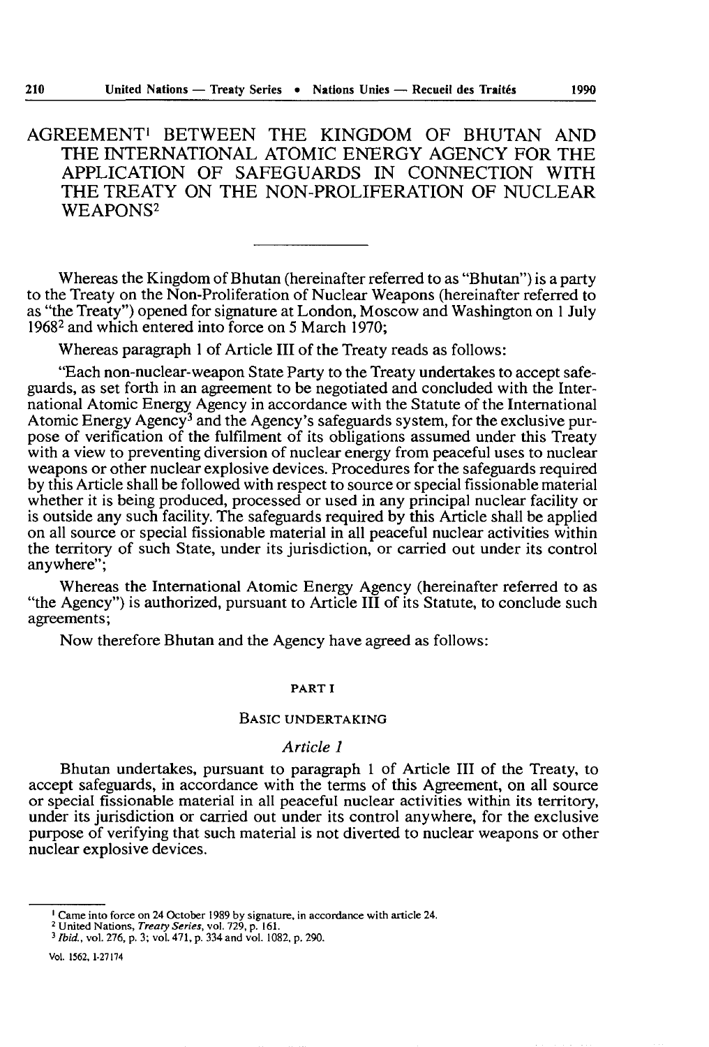# AGREEMENT[1] BETWEEN THE KINGDOM OF BHUTAN AND THE INTERNATIONAL ATOMIC ENERGY AGENCY FOR THE APPLICATION OF SAFEGUARDS IN CONNECTION WITH THE TREATY ON THE NON-PROLIFERATION OF NUCLEAR WEAPONS[2]

---

Whereas the Kingdom of Bhutan (hereinafter referred to as "Bhutan") is a party to the Treaty on the Non-Proliferation of Nuclear Weapons (hereinafter referred to as "the Treaty") opened for signature at London, Moscow and Washington on 1 July 1968[2] and which entered into force on 5 March 1970;

Whereas paragraph 1 of Article III of the Treaty reads as follows:

"Each non-nuclear-weapon State Party to the Treaty undertakes to accept safeguards, as set forth in an agreement to be negotiated and concluded with the International Atomic Energy Agency in accordance with the Statute of the International Atomic Energy Agency[3] and the Agency's safeguards system, for the exclusive purpose of verification of the fulfilment of its obligations assumed under this Treaty with a view to preventing diversion of nuclear energy from peaceful uses to nuclear weapons or other nuclear explosive devices. Procedures for the safeguards required by this Article shall be followed with respect to source or special fissionable material whether it is being produced, processed or used in any principal nuclear facility or is outside any such facility. The safeguards required by this Article shall be applied on all source or special fissionable material in all peaceful nuclear activities within the territory of such State, under its jurisdiction, or carried out under its control anywhere";

Whereas the International Atomic Energy Agency (hereinafter referred to as "the Agency") is authorized, pursuant to Article III of its Statute, to conclude such agreements;

Now therefore Bhutan and the Agency have agreed as follows:

## PART I

### BASIC UNDERTAKING

#### *Article 1*

Bhutan undertakes, pursuant to paragraph 1 of Article III of the Treaty, to accept safeguards, in accordance with the terms of this Agreement, on all source or special fissionable material in all peaceful nuclear activities within its territory, under its jurisdiction or carried out under its control anywhere, for the exclusive purpose of verifying that such material is not diverted to nuclear weapons or other nuclear explosive devices.

---

[1] Came into force on 24 October 1989 by signature, in accordance with article 24.

[2] United Nations, *Treaty Series*, vol. 729, p. 161.

[3] *Ibid.*, vol. 276, p. 3; vol. 471, p. 334 and vol. 1082, p. 290.

Vol. 1562, I-27174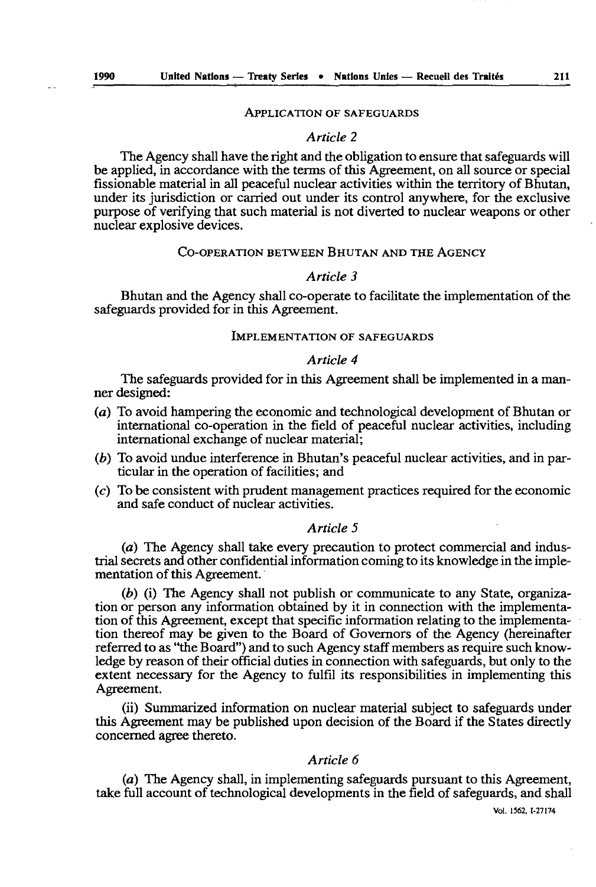### APPLICATION OF SAFEGUARDS

*Article 2*

The Agency shall have the right and the obligation to ensure that safeguards will be applied, in accordance with the terms of this Agreement, on all source or special fissionable material in all peaceful nuclear activities within the territory of Bhutan, under its jurisdiction or carried out under its control anywhere, for the exclusive purpose of verifying that such material is not diverted to nuclear weapons or other nuclear explosive devices.

### CO-OPERATION BETWEEN BHUTAN AND THE AGENCY

*Article 3*

Bhutan and the Agency shall co-operate to facilitate the implementation of the safeguards provided for in this Agreement.

### IMPLEMENTATION OF SAFEGUARDS

*Article 4*

The safeguards provided for in this Agreement shall be implemented in a manner designed:

(*a*) To avoid hampering the economic and technological development of Bhutan or international co-operation in the field of peaceful nuclear activities, including international exchange of nuclear material;

(*b*) To avoid undue interference in Bhutan's peaceful nuclear activities, and in particular in the operation of facilities; and

(*c*) To be consistent with prudent management practices required for the economic and safe conduct of nuclear activities.

*Article 5*

(*a*) The Agency shall take every precaution to protect commercial and industrial secrets and other confidential information coming to its knowledge in the implementation of this Agreement.

(*b*) (i) The Agency shall not publish or communicate to any State, organization or person any information obtained by it in connection with the implementation of this Agreement, except that specific information relating to the implementation thereof may be given to the Board of Governors of the Agency (hereinafter referred to as "the Board") and to such Agency staff members as require such knowledge by reason of their official duties in connection with safeguards, but only to the extent necessary for the Agency to fulfil its responsibilities in implementing this Agreement.

(ii) Summarized information on nuclear material subject to safeguards under this Agreement may be published upon decision of the Board if the States directly concerned agree thereto.

*Article 6*

(*a*) The Agency shall, in implementing safeguards pursuant to this Agreement, take full account of technological developments in the field of safeguards, and shall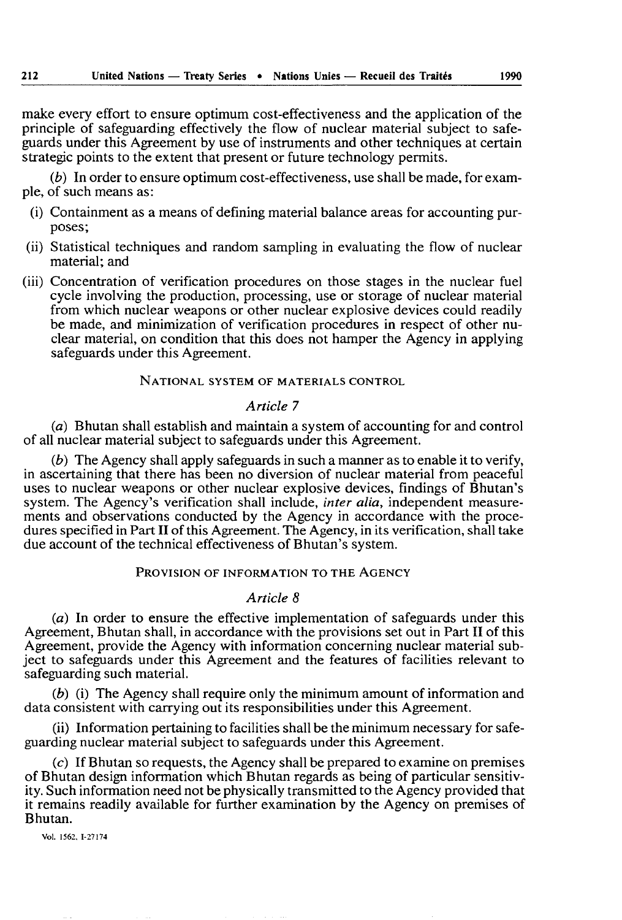make every effort to ensure optimum cost-effectiveness and the application of the principle of safeguarding effectively the flow of nuclear material subject to safeguards under this Agreement by use of instruments and other techniques at certain strategic points to the extent that present or future technology permits.

(*b*) In order to ensure optimum cost-effectiveness, use shall be made, for example, of such means as:

- (i) Containment as a means of defining material balance areas for accounting purposes;
- (ii) Statistical techniques and random sampling in evaluating the flow of nuclear material; and
- (iii) Concentration of verification procedures on those stages in the nuclear fuel cycle involving the production, processing, use or storage of nuclear material from which nuclear weapons or other nuclear explosive devices could readily be made, and minimization of verification procedures in respect of other nuclear material, on condition that this does not hamper the Agency in applying safeguards under this Agreement.

## NATIONAL SYSTEM OF MATERIALS CONTROL

### *Article 7*

(*a*) Bhutan shall establish and maintain a system of accounting for and control of all nuclear material subject to safeguards under this Agreement.

(*b*) The Agency shall apply safeguards in such a manner as to enable it to verify, in ascertaining that there has been no diversion of nuclear material from peaceful uses to nuclear weapons or other nuclear explosive devices, findings of Bhutan's system. The Agency's verification shall include, *inter alia*, independent measurements and observations conducted by the Agency in accordance with the procedures specified in Part II of this Agreement. The Agency, in its verification, shall take due account of the technical effectiveness of Bhutan's system.

## PROVISION OF INFORMATION TO THE AGENCY

### *Article 8*

(*a*) In order to ensure the effective implementation of safeguards under this Agreement, Bhutan shall, in accordance with the provisions set out in Part II of this Agreement, provide the Agency with information concerning nuclear material subject to safeguards under this Agreement and the features of facilities relevant to safeguarding such material.

(*b*) (i) The Agency shall require only the minimum amount of information and data consistent with carrying out its responsibilities under this Agreement.

(ii) Information pertaining to facilities shall be the minimum necessary for safeguarding nuclear material subject to safeguards under this Agreement.

(*c*) If Bhutan so requests, the Agency shall be prepared to examine on premises of Bhutan design information which Bhutan regards as being of particular sensitivity. Such information need not be physically transmitted to the Agency provided that it remains readily available for further examination by the Agency on premises of Bhutan.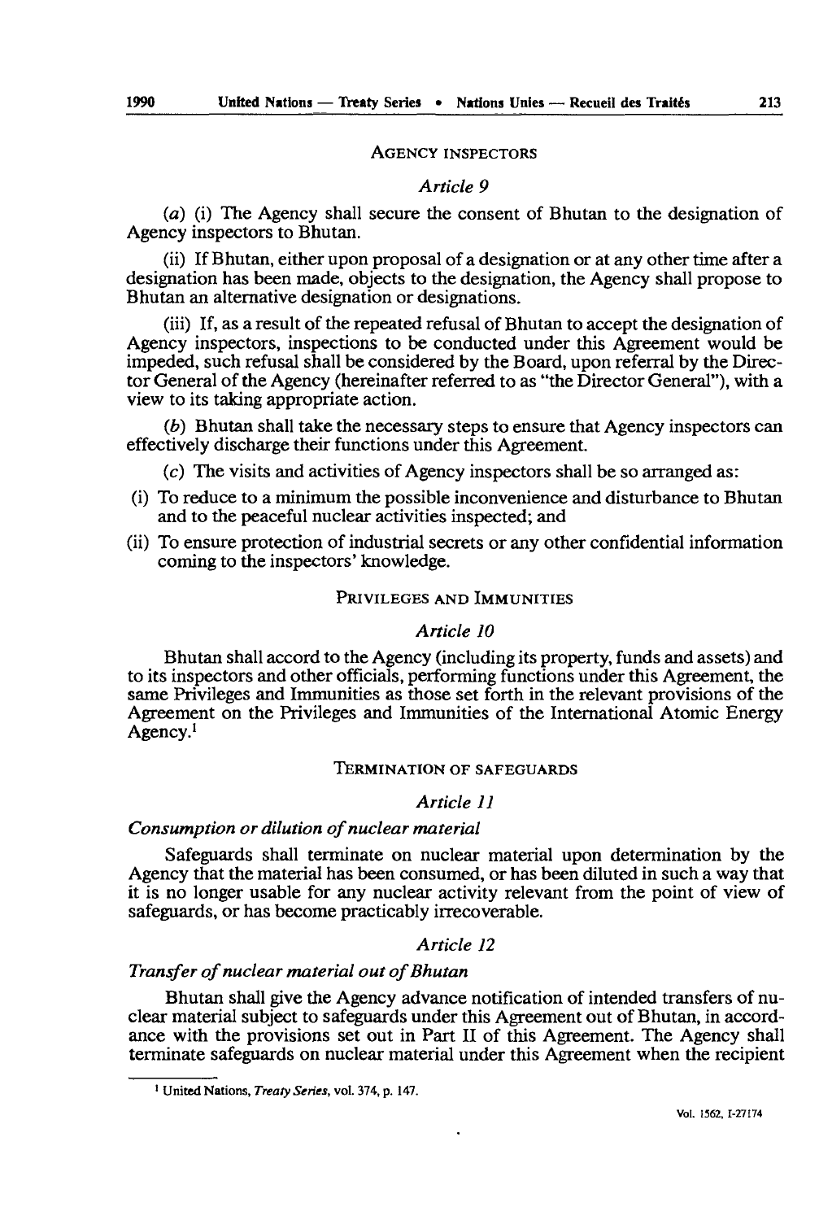AGENCY INSPECTORS

*Article 9*

(*a*) (i) The Agency shall secure the consent of Bhutan to the designation of Agency inspectors to Bhutan.

(ii) If Bhutan, either upon proposal of a designation or at any other time after a designation has been made, objects to the designation, the Agency shall propose to Bhutan an alternative designation or designations.

(iii) If, as a result of the repeated refusal of Bhutan to accept the designation of Agency inspectors, inspections to be conducted under this Agreement would be impeded, such refusal shall be considered by the Board, upon referral by the Director General of the Agency (hereinafter referred to as "the Director General"), with a view to its taking appropriate action.

(*b*) Bhutan shall take the necessary steps to ensure that Agency inspectors can effectively discharge their functions under this Agreement.

(*c*) The visits and activities of Agency inspectors shall be so arranged as:

(i) To reduce to a minimum the possible inconvenience and disturbance to Bhutan and to the peaceful nuclear activities inspected; and

(ii) To ensure protection of industrial secrets or any other confidential information coming to the inspectors' knowledge.

PRIVILEGES AND IMMUNITIES

*Article 10*

Bhutan shall accord to the Agency (including its property, funds and assets) and to its inspectors and other officials, performing functions under this Agreement, the same Privileges and Immunities as those set forth in the relevant provisions of the Agreement on the Privileges and Immunities of the International Atomic Energy Agency.[1]

TERMINATION OF SAFEGUARDS

*Article 11*

*Consumption or dilution of nuclear material*

Safeguards shall terminate on nuclear material upon determination by the Agency that the material has been consumed, or has been diluted in such a way that it is no longer usable for any nuclear activity relevant from the point of view of safeguards, or has become practicably irrecoverable.

*Article 12*

*Transfer of nuclear material out of Bhutan*

Bhutan shall give the Agency advance notification of intended transfers of nuclear material subject to safeguards under this Agreement out of Bhutan, in accordance with the provisions set out in Part II of this Agreement. The Agency shall terminate safeguards on nuclear material under this Agreement when the recipient

[1] United Nations, *Treaty Series*, vol. 374, p. 147.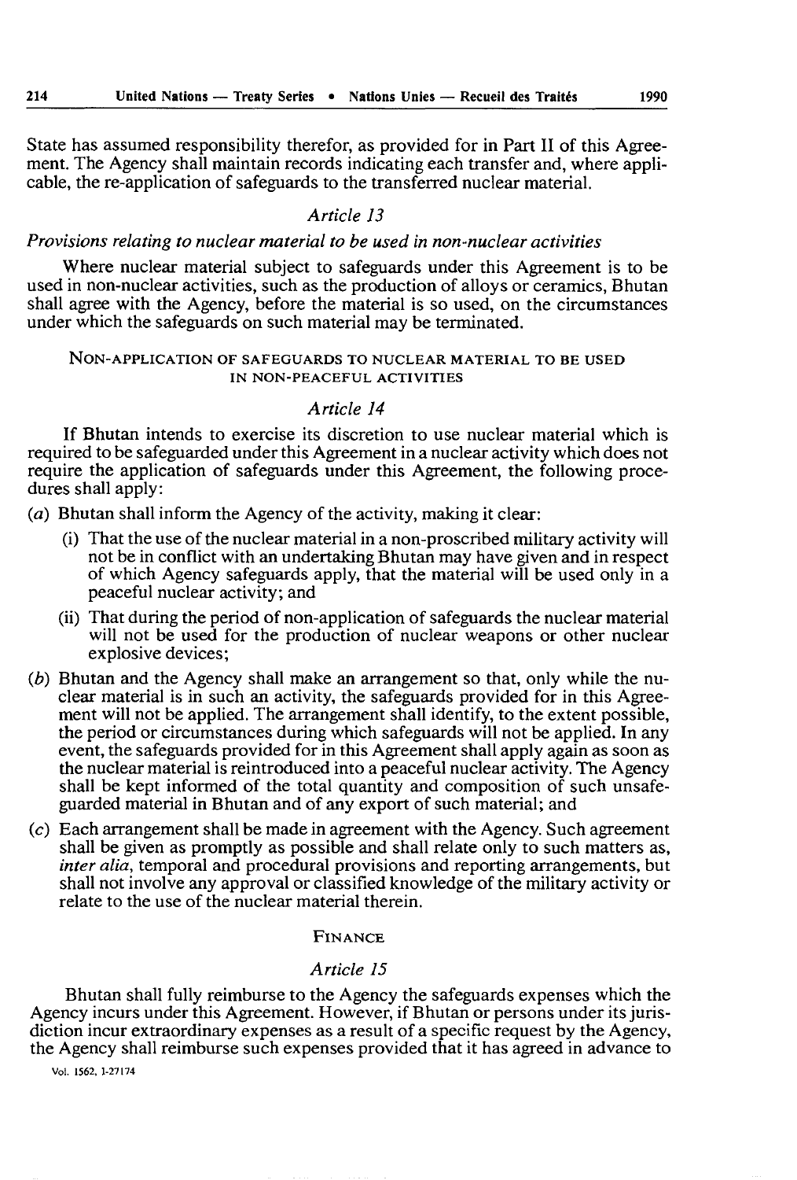State has assumed responsibility therefor, as provided for in Part II of this Agreement. The Agency shall maintain records indicating each transfer and, where applicable, the re-application of safeguards to the transferred nuclear material.

### *Article 13*

*Provisions relating to nuclear material to be used in non-nuclear activities*

Where nuclear material subject to safeguards under this Agreement is to be used in non-nuclear activities, such as the production of alloys or ceramics, Bhutan shall agree with the Agency, before the material is so used, on the circumstances under which the safeguards on such material may be terminated.

## NON-APPLICATION OF SAFEGUARDS TO NUCLEAR MATERIAL TO BE USED IN NON-PEACEFUL ACTIVITIES

### *Article 14*

If Bhutan intends to exercise its discretion to use nuclear material which is required to be safeguarded under this Agreement in a nuclear activity which does not require the application of safeguards under this Agreement, the following procedures shall apply:

(*a*) Bhutan shall inform the Agency of the activity, making it clear:

- (i) That the use of the nuclear material in a non-proscribed military activity will not be in conflict with an undertaking Bhutan may have given and in respect of which Agency safeguards apply, that the material will be used only in a peaceful nuclear activity; and
- (ii) That during the period of non-application of safeguards the nuclear material will not be used for the production of nuclear weapons or other nuclear explosive devices;

(*b*) Bhutan and the Agency shall make an arrangement so that, only while the nuclear material is in such an activity, the safeguards provided for in this Agreement will not be applied. The arrangement shall identify, to the extent possible, the period or circumstances during which safeguards will not be applied. In any event, the safeguards provided for in this Agreement shall apply again as soon as the nuclear material is reintroduced into a peaceful nuclear activity. The Agency shall be kept informed of the total quantity and composition of such unsafeguarded material in Bhutan and of any export of such material; and

(*c*) Each arrangement shall be made in agreement with the Agency. Such agreement shall be given as promptly as possible and shall relate only to such matters as, *inter alia*, temporal and procedural provisions and reporting arrangements, but shall not involve any approval or classified knowledge of the military activity or relate to the use of the nuclear material therein.

## FINANCE

### *Article 15*

Bhutan shall fully reimburse to the Agency the safeguards expenses which the Agency incurs under this Agreement. However, if Bhutan or persons under its jurisdiction incur extraordinary expenses as a result of a specific request by the Agency, the Agency shall reimburse such expenses provided that it has agreed in advance to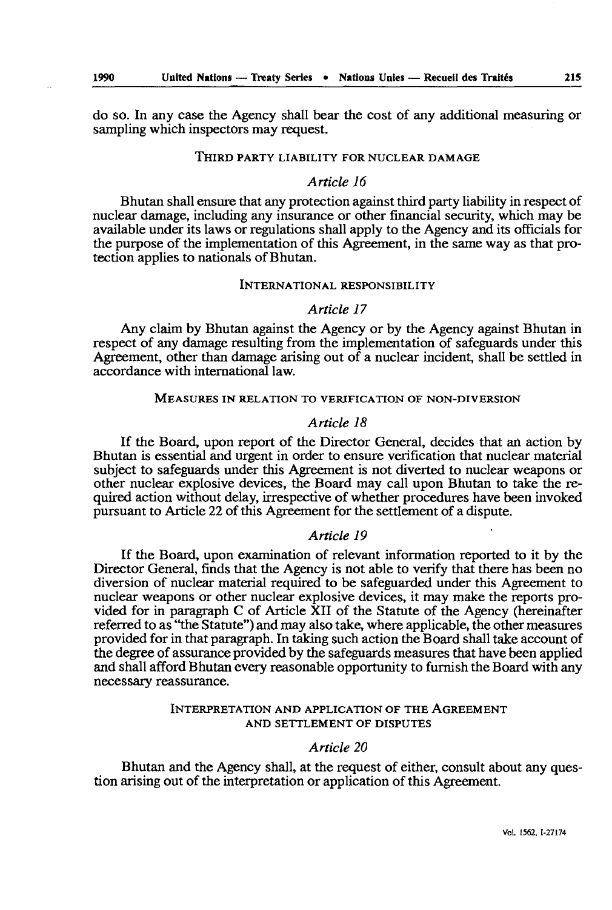do so. In any case the Agency shall bear the cost of any additional measuring or sampling which inspectors may request.

### THIRD PARTY LIABILITY FOR NUCLEAR DAMAGE

*Article 16*

Bhutan shall ensure that any protection against third party liability in respect of nuclear damage, including any insurance or other financial security, which may be available under its laws or regulations shall apply to the Agency and its officials for the purpose of the implementation of this Agreement, in the same way as that protection applies to nationals of Bhutan.

### INTERNATIONAL RESPONSIBILITY

*Article 17*

Any claim by Bhutan against the Agency or by the Agency against Bhutan in respect of any damage resulting from the implementation of safeguards under this Agreement, other than damage arising out of a nuclear incident, shall be settled in accordance with international law.

### MEASURES IN RELATION TO VERIFICATION OF NON-DIVERSION

*Article 18*

If the Board, upon report of the Director General, decides that an action by Bhutan is essential and urgent in order to ensure verification that nuclear material subject to safeguards under this Agreement is not diverted to nuclear weapons or other nuclear explosive devices, the Board may call upon Bhutan to take the required action without delay, irrespective of whether procedures have been invoked pursuant to Article 22 of this Agreement for the settlement of a dispute.

*Article 19*

If the Board, upon examination of relevant information reported to it by the Director General, finds that the Agency is not able to verify that there has been no diversion of nuclear material required to be safeguarded under this Agreement to nuclear weapons or other nuclear explosive devices, it may make the reports provided for in paragraph C of Article XII of the Statute of the Agency (hereinafter referred to as "the Statute") and may also take, where applicable, the other measures provided for in that paragraph. In taking such action the Board shall take account of the degree of assurance provided by the safeguards measures that have been applied and shall afford Bhutan every reasonable opportunity to furnish the Board with any necessary reassurance.

### INTERPRETATION AND APPLICATION OF THE AGREEMENT AND SETTLEMENT OF DISPUTES

*Article 20*

Bhutan and the Agency shall, at the request of either, consult about any question arising out of the interpretation or application of this Agreement.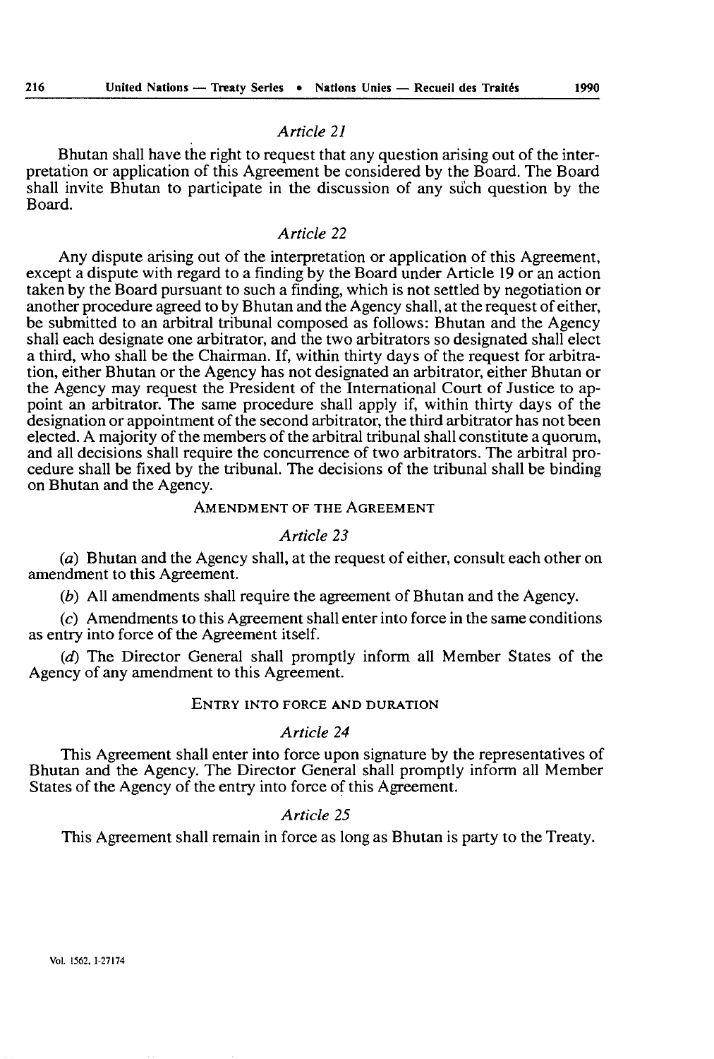*Article 21*

Bhutan shall have the right to request that any question arising out of the interpretation or application of this Agreement be considered by the Board. The Board shall invite Bhutan to participate in the discussion of any such question by the Board.

*Article 22*

Any dispute arising out of the interpretation or application of this Agreement, except a dispute with regard to a finding by the Board under Article 19 or an action taken by the Board pursuant to such a finding, which is not settled by negotiation or another procedure agreed to by Bhutan and the Agency shall, at the request of either, be submitted to an arbitral tribunal composed as follows: Bhutan and the Agency shall each designate one arbitrator, and the two arbitrators so designated shall elect a third, who shall be the Chairman. If, within thirty days of the request for arbitration, either Bhutan or the Agency has not designated an arbitrator, either Bhutan or the Agency may request the President of the International Court of Justice to appoint an arbitrator. The same procedure shall apply if, within thirty days of the designation or appointment of the second arbitrator, the third arbitrator has not been elected. A majority of the members of the arbitral tribunal shall constitute a quorum, and all decisions shall require the concurrence of two arbitrators. The arbitral procedure shall be fixed by the tribunal. The decisions of the tribunal shall be binding on Bhutan and the Agency.

AMENDMENT OF THE AGREEMENT

*Article 23*

(*a*) Bhutan and the Agency shall, at the request of either, consult each other on amendment to this Agreement.

(*b*) All amendments shall require the agreement of Bhutan and the Agency.

(*c*) Amendments to this Agreement shall enter into force in the same conditions as entry into force of the Agreement itself.

(*d*) The Director General shall promptly inform all Member States of the Agency of any amendment to this Agreement.

ENTRY INTO FORCE AND DURATION

*Article 24*

This Agreement shall enter into force upon signature by the representatives of Bhutan and the Agency. The Director General shall promptly inform all Member States of the Agency of the entry into force of this Agreement.

*Article 25*

This Agreement shall remain in force as long as Bhutan is party to the Treaty.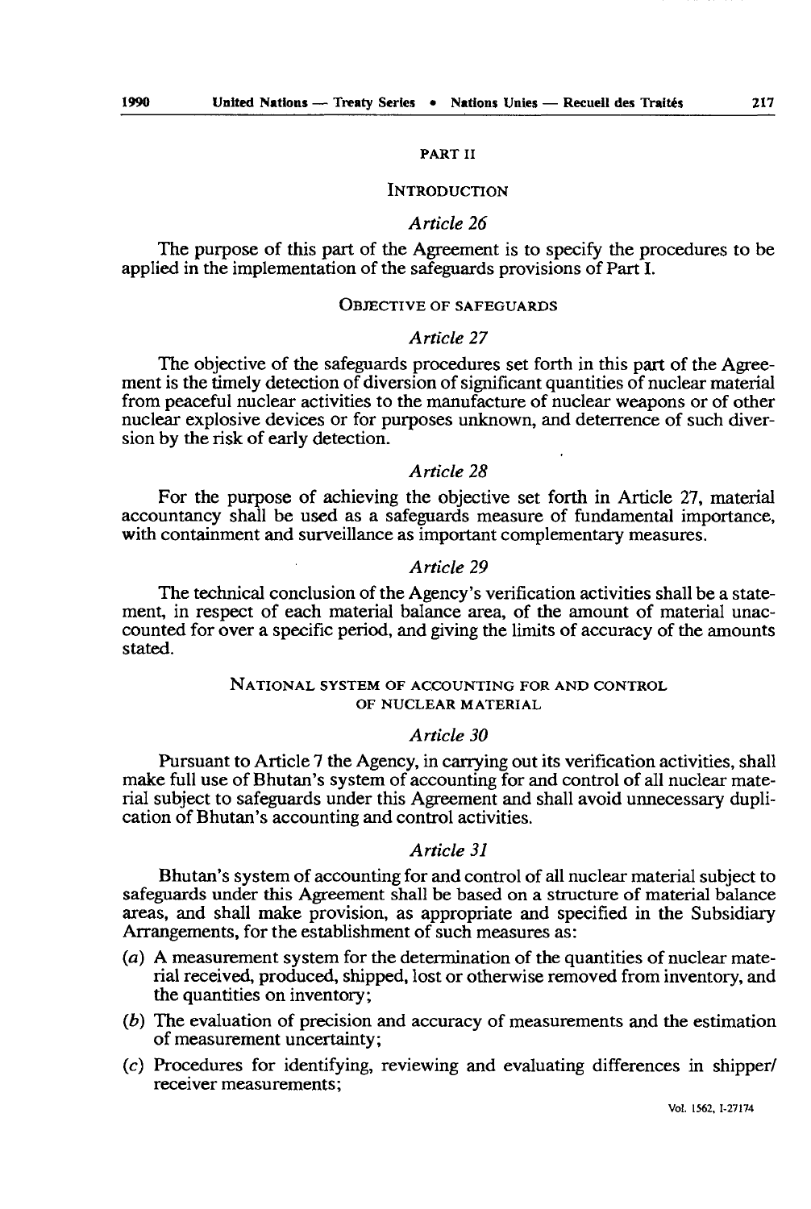## PART II

### INTRODUCTION

*Article 26*

The purpose of this part of the Agreement is to specify the procedures to be applied in the implementation of the safeguards provisions of Part I.

### OBJECTIVE OF SAFEGUARDS

*Article 27*

The objective of the safeguards procedures set forth in this part of the Agreement is the timely detection of diversion of significant quantities of nuclear material from peaceful nuclear activities to the manufacture of nuclear weapons or of other nuclear explosive devices or for purposes unknown, and deterrence of such diversion by the risk of early detection.

*Article 28*

For the purpose of achieving the objective set forth in Article 27, material accountancy shall be used as a safeguards measure of fundamental importance, with containment and surveillance as important complementary measures.

*Article 29*

The technical conclusion of the Agency's verification activities shall be a statement, in respect of each material balance area, of the amount of material unaccounted for over a specific period, and giving the limits of accuracy of the amounts stated.

### NATIONAL SYSTEM OF ACCOUNTING FOR AND CONTROL OF NUCLEAR MATERIAL

*Article 30*

Pursuant to Article 7 the Agency, in carrying out its verification activities, shall make full use of Bhutan's system of accounting for and control of all nuclear material subject to safeguards under this Agreement and shall avoid unnecessary duplication of Bhutan's accounting and control activities.

*Article 31*

Bhutan's system of accounting for and control of all nuclear material subject to safeguards under this Agreement shall be based on a structure of material balance areas, and shall make provision, as appropriate and specified in the Subsidiary Arrangements, for the establishment of such measures as:

(*a*) A measurement system for the determination of the quantities of nuclear material received, produced, shipped, lost or otherwise removed from inventory, and the quantities on inventory;

(*b*) The evaluation of precision and accuracy of measurements and the estimation of measurement uncertainty;

(*c*) Procedures for identifying, reviewing and evaluating differences in shipper/receiver measurements;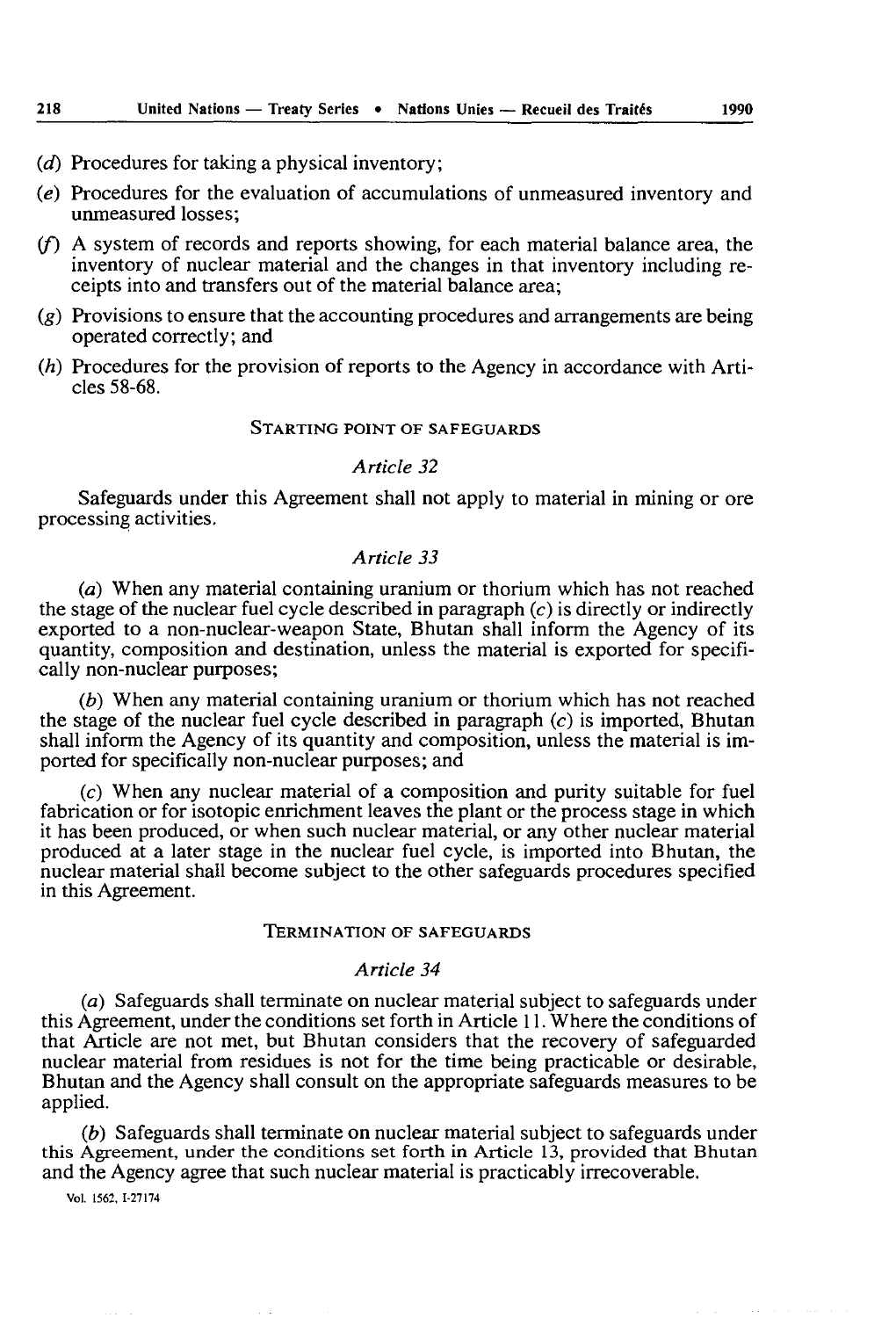(*d*) Procedures for taking a physical inventory;

(*e*) Procedures for the evaluation of accumulations of unmeasured inventory and unmeasured losses;

(*f*) A system of records and reports showing, for each material balance area, the inventory of nuclear material and the changes in that inventory including receipts into and transfers out of the material balance area;

(*g*) Provisions to ensure that the accounting procedures and arrangements are being operated correctly; and

(*h*) Procedures for the provision of reports to the Agency in accordance with Articles 58-68.

### STARTING POINT OF SAFEGUARDS

*Article 32*

Safeguards under this Agreement shall not apply to material in mining or ore processing activities.

*Article 33*

(*a*) When any material containing uranium or thorium which has not reached the stage of the nuclear fuel cycle described in paragraph (*c*) is directly or indirectly exported to a non-nuclear-weapon State, Bhutan shall inform the Agency of its quantity, composition and destination, unless the material is exported for specifically non-nuclear purposes;

(*b*) When any material containing uranium or thorium which has not reached the stage of the nuclear fuel cycle described in paragraph (*c*) is imported, Bhutan shall inform the Agency of its quantity and composition, unless the material is imported for specifically non-nuclear purposes; and

(*c*) When any nuclear material of a composition and purity suitable for fuel fabrication or for isotopic enrichment leaves the plant or the process stage in which it has been produced, or when such nuclear material, or any other nuclear material produced at a later stage in the nuclear fuel cycle, is imported into Bhutan, the nuclear material shall become subject to the other safeguards procedures specified in this Agreement.

### TERMINATION OF SAFEGUARDS

*Article 34*

(*a*) Safeguards shall terminate on nuclear material subject to safeguards under this Agreement, under the conditions set forth in Article 11. Where the conditions of that Article are not met, but Bhutan considers that the recovery of safeguarded nuclear material from residues is not for the time being practicable or desirable, Bhutan and the Agency shall consult on the appropriate safeguards measures to be applied.

(*b*) Safeguards shall terminate on nuclear material subject to safeguards under this Agreement, under the conditions set forth in Article 13, provided that Bhutan and the Agency agree that such nuclear material is practicably irrecoverable.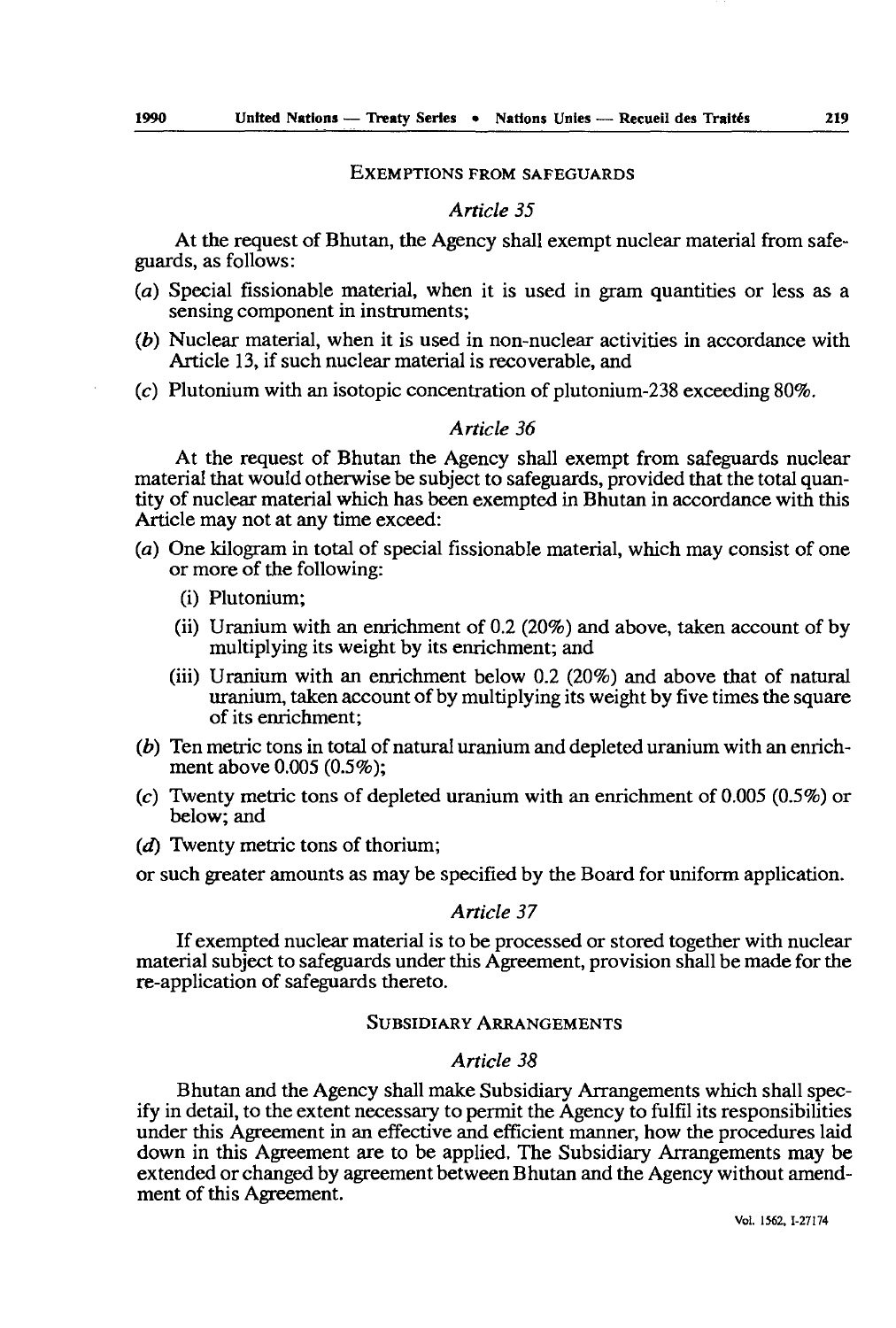## EXEMPTIONS FROM SAFEGUARDS

### *Article 35*

At the request of Bhutan, the Agency shall exempt nuclear material from safeguards, as follows:

(*a*) Special fissionable material, when it is used in gram quantities or less as a sensing component in instruments;

(*b*) Nuclear material, when it is used in non-nuclear activities in accordance with Article 13, if such nuclear material is recoverable, and

(*c*) Plutonium with an isotopic concentration of plutonium-238 exceeding 80%.

### *Article 36*

At the request of Bhutan the Agency shall exempt from safeguards nuclear material that would otherwise be subject to safeguards, provided that the total quantity of nuclear material which has been exempted in Bhutan in accordance with this Article may not at any time exceed:

(*a*) One kilogram in total of special fissionable material, which may consist of one or more of the following:

  (i) Plutonium;

  (ii) Uranium with an enrichment of 0.2 (20%) and above, taken account of by multiplying its weight by its enrichment; and

  (iii) Uranium with an enrichment below 0.2 (20%) and above that of natural uranium, taken account of by multiplying its weight by five times the square of its enrichment;

(*b*) Ten metric tons in total of natural uranium and depleted uranium with an enrichment above 0.005 (0.5%);

(*c*) Twenty metric tons of depleted uranium with an enrichment of 0.005 (0.5%) or below; and

(*d*) Twenty metric tons of thorium;

or such greater amounts as may be specified by the Board for uniform application.

### *Article 37*

If exempted nuclear material is to be processed or stored together with nuclear material subject to safeguards under this Agreement, provision shall be made for the re-application of safeguards thereto.

## SUBSIDIARY ARRANGEMENTS

### *Article 38*

Bhutan and the Agency shall make Subsidiary Arrangements which shall specify in detail, to the extent necessary to permit the Agency to fulfil its responsibilities under this Agreement in an effective and efficient manner, how the procedures laid down in this Agreement are to be applied. The Subsidiary Arrangements may be extended or changed by agreement between Bhutan and the Agency without amendment of this Agreement.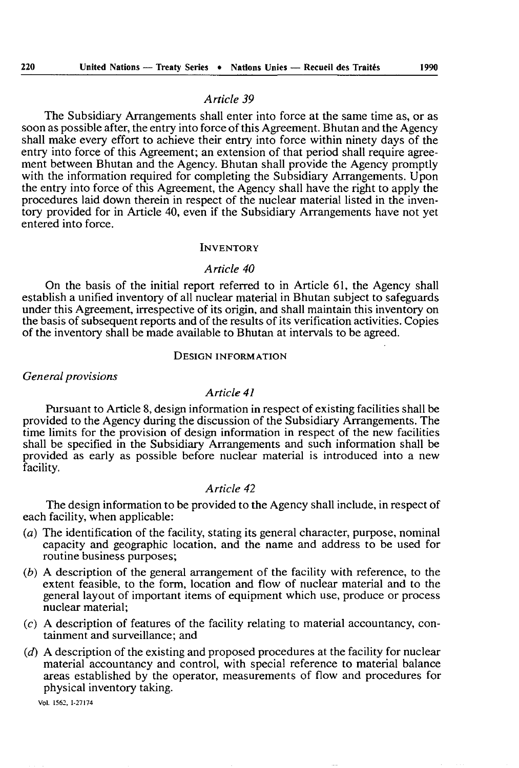*Article 39*

The Subsidiary Arrangements shall enter into force at the same time as, or as soon as possible after, the entry into force of this Agreement. Bhutan and the Agency shall make every effort to achieve their entry into force within ninety days of the entry into force of this Agreement; an extension of that period shall require agreement between Bhutan and the Agency. Bhutan shall provide the Agency promptly with the information required for completing the Subsidiary Arrangements. Upon the entry into force of this Agreement, the Agency shall have the right to apply the procedures laid down therein in respect of the nuclear material listed in the inventory provided for in Article 40, even if the Subsidiary Arrangements have not yet entered into force.

INVENTORY

*Article 40*

On the basis of the initial report referred to in Article 61, the Agency shall establish a unified inventory of all nuclear material in Bhutan subject to safeguards under this Agreement, irrespective of its origin, and shall maintain this inventory on the basis of subsequent reports and of the results of its verification activities. Copies of the inventory shall be made available to Bhutan at intervals to be agreed.

DESIGN INFORMATION

*General provisions*

*Article 41*

Pursuant to Article 8, design information in respect of existing facilities shall be provided to the Agency during the discussion of the Subsidiary Arrangements. The time limits for the provision of design information in respect of the new facilities shall be specified in the Subsidiary Arrangements and such information shall be provided as early as possible before nuclear material is introduced into a new facility.

*Article 42*

The design information to be provided to the Agency shall include, in respect of each facility, when applicable:

(*a*) The identification of the facility, stating its general character, purpose, nominal capacity and geographic location, and the name and address to be used for routine business purposes;

(*b*) A description of the general arrangement of the facility with reference, to the extent feasible, to the form, location and flow of nuclear material and to the general layout of important items of equipment which use, produce or process nuclear material;

(*c*) A description of features of the facility relating to material accountancy, containment and surveillance; and

(*d*) A description of the existing and proposed procedures at the facility for nuclear material accountancy and control, with special reference to material balance areas established by the operator, measurements of flow and procedures for physical inventory taking.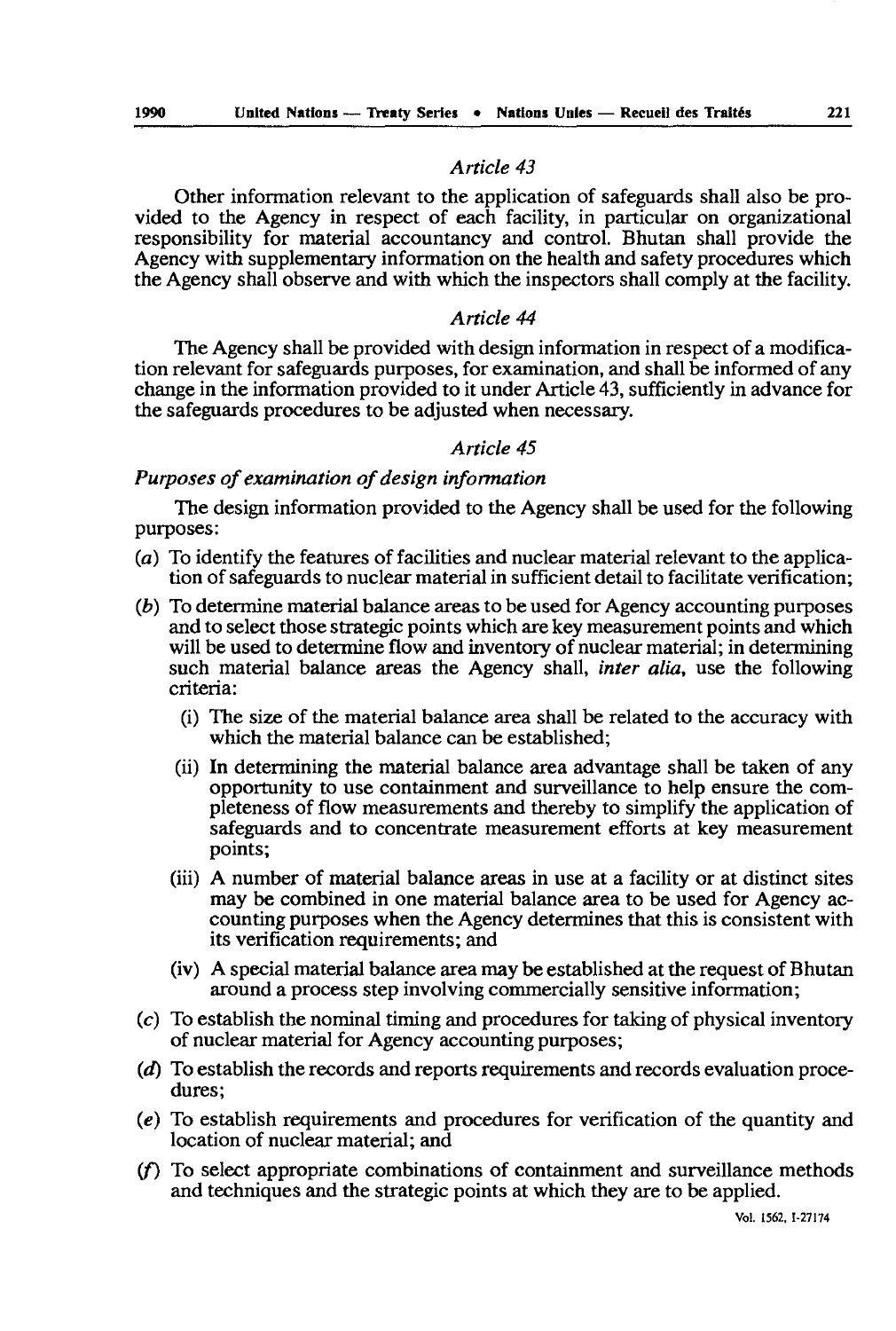*Article 43*

Other information relevant to the application of safeguards shall also be provided to the Agency in respect of each facility, in particular on organizational responsibility for material accountancy and control. Bhutan shall provide the Agency with supplementary information on the health and safety procedures which the Agency shall observe and with which the inspectors shall comply at the facility.

*Article 44*

The Agency shall be provided with design information in respect of a modification relevant for safeguards purposes, for examination, and shall be informed of any change in the information provided to it under Article 43, sufficiently in advance for the safeguards procedures to be adjusted when necessary.

*Article 45*

*Purposes of examination of design information*

The design information provided to the Agency shall be used for the following purposes:

(*a*) To identify the features of facilities and nuclear material relevant to the application of safeguards to nuclear material in sufficient detail to facilitate verification;

(*b*) To determine material balance areas to be used for Agency accounting purposes and to select those strategic points which are key measurement points and which will be used to determine flow and inventory of nuclear material; in determining such material balance areas the Agency shall, *inter alia*, use the following criteria:

- (i) The size of the material balance area shall be related to the accuracy with which the material balance can be established;
- (ii) In determining the material balance area advantage shall be taken of any opportunity to use containment and surveillance to help ensure the completeness of flow measurements and thereby to simplify the application of safeguards and to concentrate measurement efforts at key measurement points;
- (iii) A number of material balance areas in use at a facility or at distinct sites may be combined in one material balance area to be used for Agency accounting purposes when the Agency determines that this is consistent with its verification requirements; and
- (iv) A special material balance area may be established at the request of Bhutan around a process step involving commercially sensitive information;

(*c*) To establish the nominal timing and procedures for taking of physical inventory of nuclear material for Agency accounting purposes;

(*d*) To establish the records and reports requirements and records evaluation procedures;

(*e*) To establish requirements and procedures for verification of the quantity and location of nuclear material; and

(*f*) To select appropriate combinations of containment and surveillance methods and techniques and the strategic points at which they are to be applied.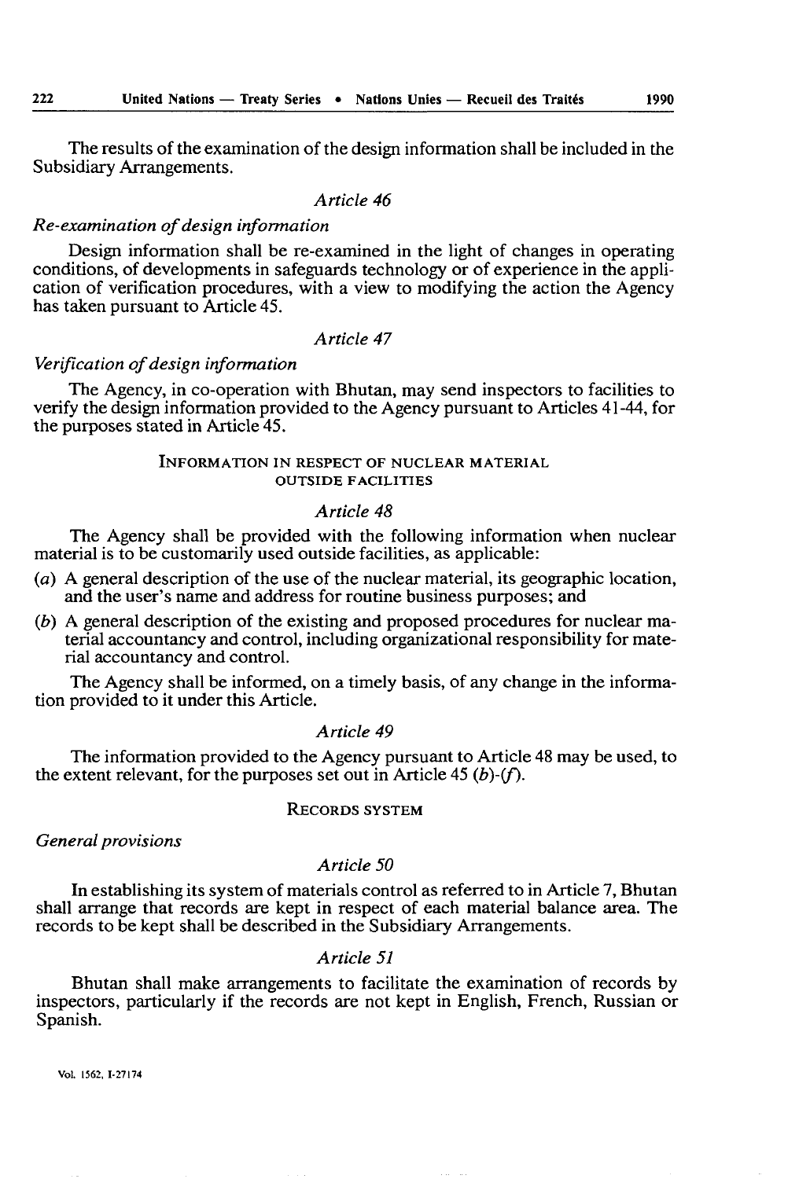The results of the examination of the design information shall be included in the Subsidiary Arrangements.

### *Article 46*

*Re-examination of design information*

Design information shall be re-examined in the light of changes in operating conditions, of developments in safeguards technology or of experience in the application of verification procedures, with a view to modifying the action the Agency has taken pursuant to Article 45.

### *Article 47*

*Verification of design information*

The Agency, in co-operation with Bhutan, may send inspectors to facilities to verify the design information provided to the Agency pursuant to Articles 41-44, for the purposes stated in Article 45.

## INFORMATION IN RESPECT OF NUCLEAR MATERIAL OUTSIDE FACILITIES

### *Article 48*

The Agency shall be provided with the following information when nuclear material is to be customarily used outside facilities, as applicable:

(*a*) A general description of the use of the nuclear material, its geographic location, and the user's name and address for routine business purposes; and

(*b*) A general description of the existing and proposed procedures for nuclear material accountancy and control, including organizational responsibility for material accountancy and control.

The Agency shall be informed, on a timely basis, of any change in the information provided to it under this Article.

### *Article 49*

The information provided to the Agency pursuant to Article 48 may be used, to the extent relevant, for the purposes set out in Article 45 (*b*)-(*f*).

## RECORDS SYSTEM

*General provisions*

### *Article 50*

In establishing its system of materials control as referred to in Article 7, Bhutan shall arrange that records are kept in respect of each material balance area. The records to be kept shall be described in the Subsidiary Arrangements.

### *Article 51*

Bhutan shall make arrangements to facilitate the examination of records by inspectors, particularly if the records are not kept in English, French, Russian or Spanish.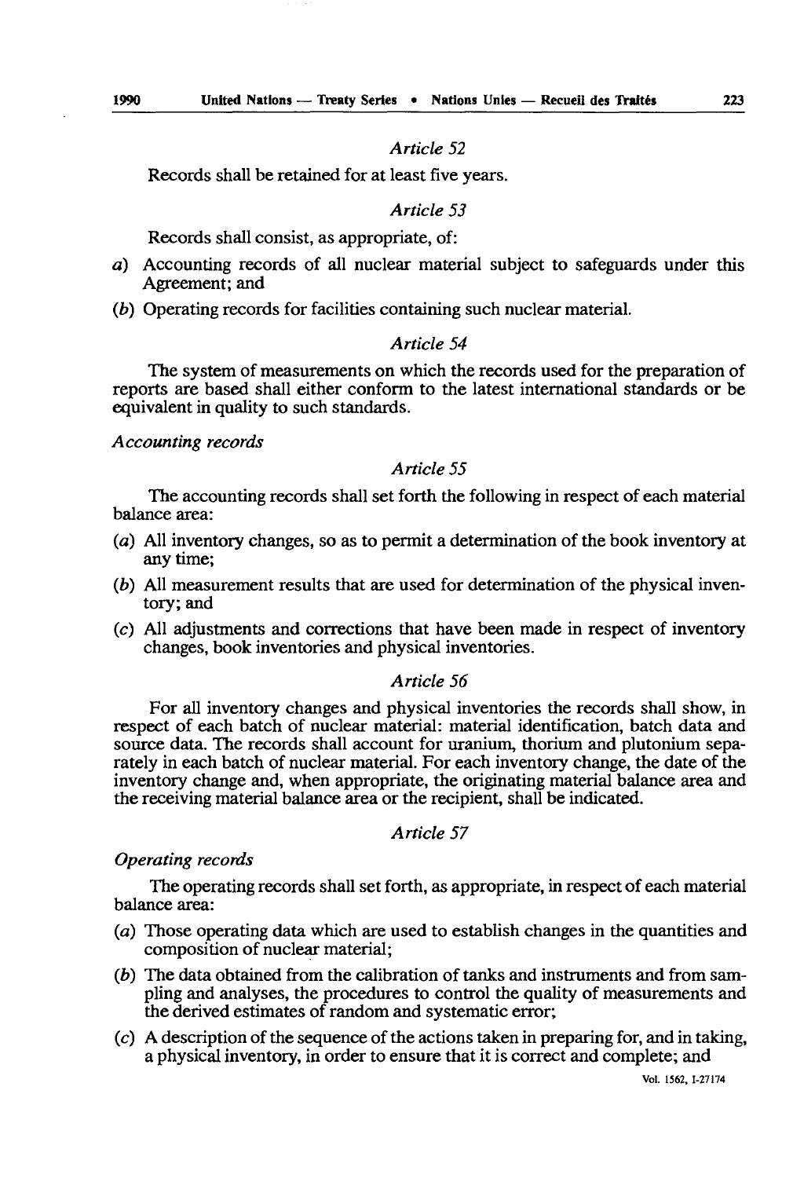*Article 52*

Records shall be retained for at least five years.

*Article 53*

Records shall consist, as appropriate, of:

a) Accounting records of all nuclear material subject to safeguards under this Agreement; and

(*b*) Operating records for facilities containing such nuclear material.

*Article 54*

The system of measurements on which the records used for the preparation of reports are based shall either conform to the latest international standards or be equivalent in quality to such standards.

*Accounting records*

*Article 55*

The accounting records shall set forth the following in respect of each material balance area:

(*a*) All inventory changes, so as to permit a determination of the book inventory at any time;

(*b*) All measurement results that are used for determination of the physical inventory; and

(*c*) All adjustments and corrections that have been made in respect of inventory changes, book inventories and physical inventories.

*Article 56*

For all inventory changes and physical inventories the records shall show, in respect of each batch of nuclear material: material identification, batch data and source data. The records shall account for uranium, thorium and plutonium separately in each batch of nuclear material. For each inventory change, the date of the inventory change and, when appropriate, the originating material balance area and the receiving material balance area or the recipient, shall be indicated.

*Article 57*

*Operating records*

The operating records shall set forth, as appropriate, in respect of each material balance area:

(*a*) Those operating data which are used to establish changes in the quantities and composition of nuclear material;

(*b*) The data obtained from the calibration of tanks and instruments and from sampling and analyses, the procedures to control the quality of measurements and the derived estimates of random and systematic error;

(*c*) A description of the sequence of the actions taken in preparing for, and in taking, a physical inventory, in order to ensure that it is correct and complete; and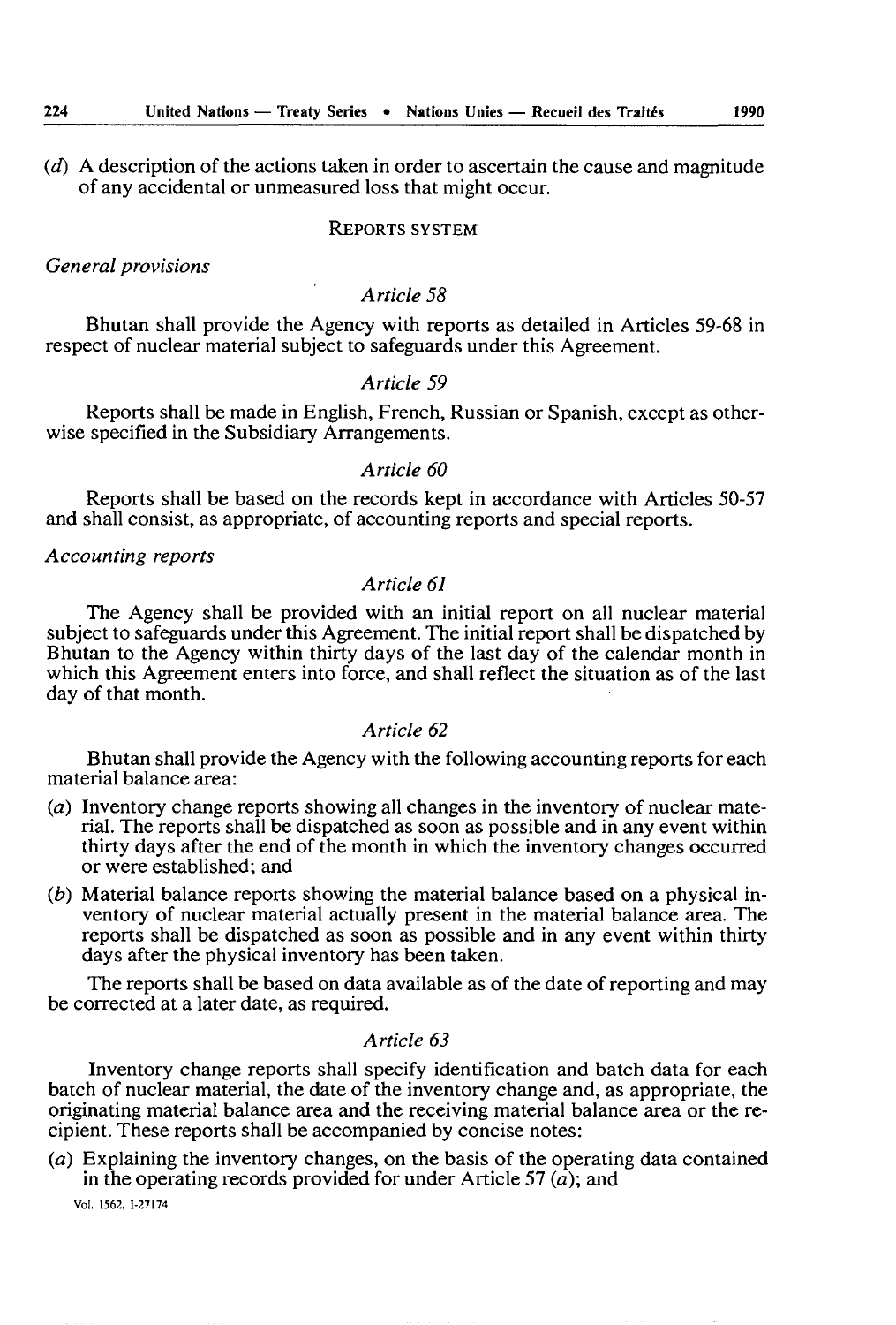(*d*) A description of the actions taken in order to ascertain the cause and magnitude of any accidental or unmeasured loss that might occur.

## REPORTS SYSTEM

### *General provisions*

*Article 58*

Bhutan shall provide the Agency with reports as detailed in Articles 59-68 in respect of nuclear material subject to safeguards under this Agreement.

*Article 59*

Reports shall be made in English, French, Russian or Spanish, except as otherwise specified in the Subsidiary Arrangements.

*Article 60*

Reports shall be based on the records kept in accordance with Articles 50-57 and shall consist, as appropriate, of accounting reports and special reports.

### *Accounting reports*

*Article 61*

The Agency shall be provided with an initial report on all nuclear material subject to safeguards under this Agreement. The initial report shall be dispatched by Bhutan to the Agency within thirty days of the last day of the calendar month in which this Agreement enters into force, and shall reflect the situation as of the last day of that month.

*Article 62*

Bhutan shall provide the Agency with the following accounting reports for each material balance area:

(*a*) Inventory change reports showing all changes in the inventory of nuclear material. The reports shall be dispatched as soon as possible and in any event within thirty days after the end of the month in which the inventory changes occurred or were established; and

(*b*) Material balance reports showing the material balance based on a physical inventory of nuclear material actually present in the material balance area. The reports shall be dispatched as soon as possible and in any event within thirty days after the physical inventory has been taken.

The reports shall be based on data available as of the date of reporting and may be corrected at a later date, as required.

*Article 63*

Inventory change reports shall specify identification and batch data for each batch of nuclear material, the date of the inventory change and, as appropriate, the originating material balance area and the receiving material balance area or the recipient. These reports shall be accompanied by concise notes:

(*a*) Explaining the inventory changes, on the basis of the operating data contained in the operating records provided for under Article 57 (*a*); and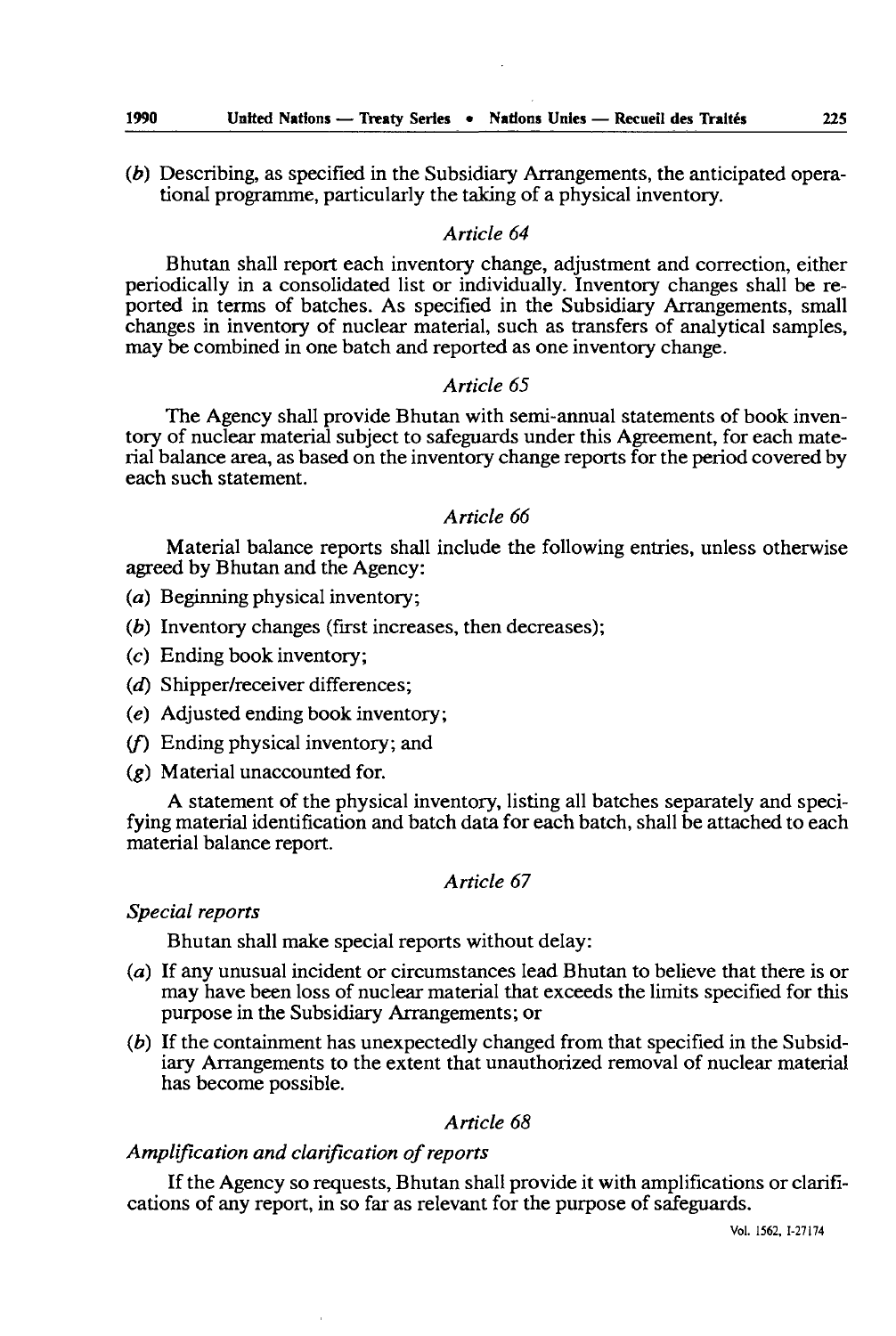(*b*) Describing, as specified in the Subsidiary Arrangements, the anticipated operational programme, particularly the taking of a physical inventory.

### *Article 64*

Bhutan shall report each inventory change, adjustment and correction, either periodically in a consolidated list or individually. Inventory changes shall be reported in terms of batches. As specified in the Subsidiary Arrangements, small changes in inventory of nuclear material, such as transfers of analytical samples, may be combined in one batch and reported as one inventory change.

### *Article 65*

The Agency shall provide Bhutan with semi-annual statements of book inventory of nuclear material subject to safeguards under this Agreement, for each material balance area, as based on the inventory change reports for the period covered by each such statement.

### *Article 66*

Material balance reports shall include the following entries, unless otherwise agreed by Bhutan and the Agency:

(*a*) Beginning physical inventory;

(*b*) Inventory changes (first increases, then decreases);

(*c*) Ending book inventory;

(*d*) Shipper/receiver differences;

(*e*) Adjusted ending book inventory;

(*f*) Ending physical inventory; and

(*g*) Material unaccounted for.

A statement of the physical inventory, listing all batches separately and specifying material identification and batch data for each batch, shall be attached to each material balance report.

### *Article 67*

*Special reports*

Bhutan shall make special reports without delay:

(*a*) If any unusual incident or circumstances lead Bhutan to believe that there is or may have been loss of nuclear material that exceeds the limits specified for this purpose in the Subsidiary Arrangements; or

(*b*) If the containment has unexpectedly changed from that specified in the Subsidiary Arrangements to the extent that unauthorized removal of nuclear material has become possible.

### *Article 68*

*Amplification and clarification of reports*

If the Agency so requests, Bhutan shall provide it with amplifications or clarifications of any report, in so far as relevant for the purpose of safeguards.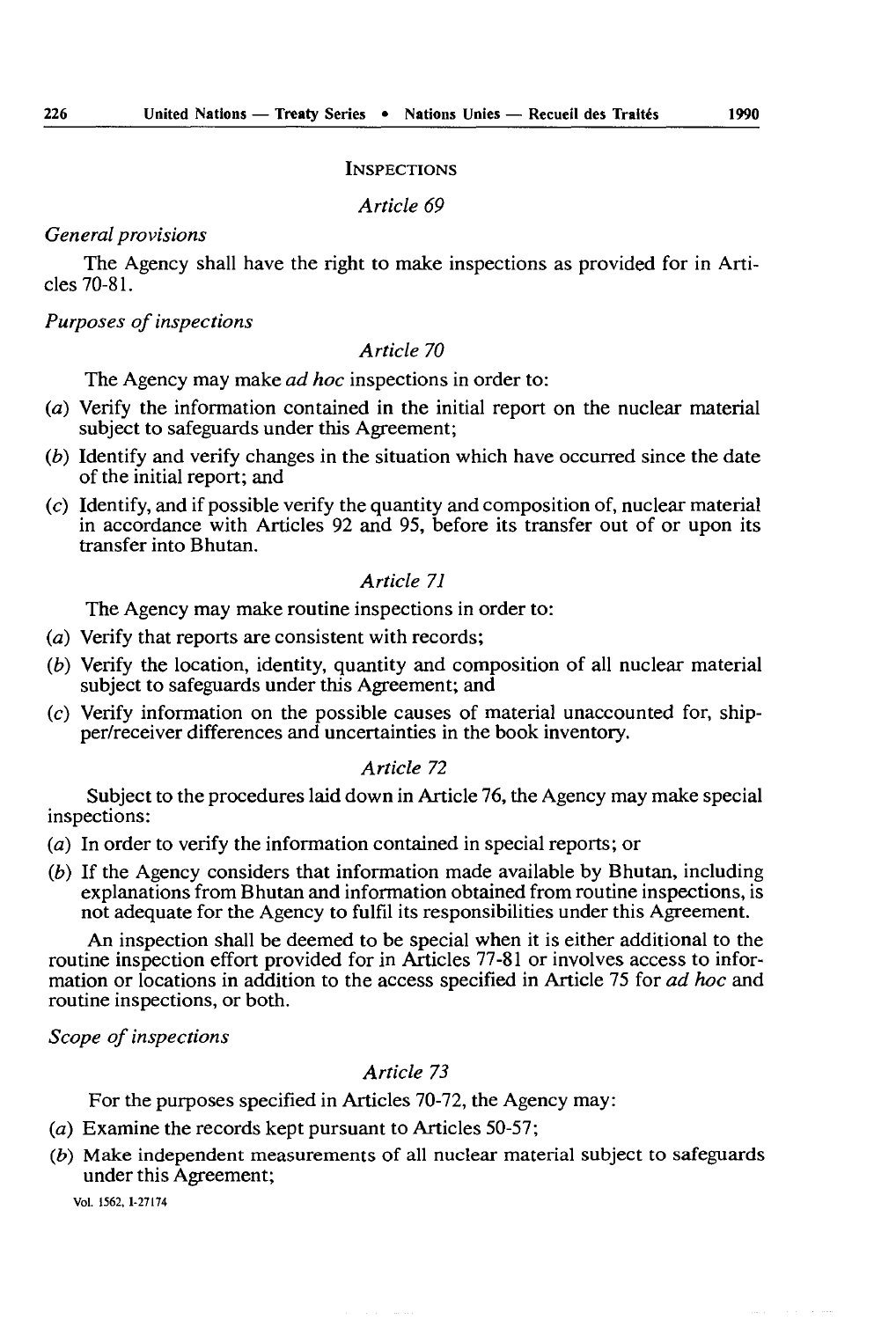INSPECTIONS

*Article 69*

*General provisions*

The Agency shall have the right to make inspections as provided for in Articles 70-81.

*Purposes of inspections*

*Article 70*

The Agency may make *ad hoc* inspections in order to:

(*a*) Verify the information contained in the initial report on the nuclear material subject to safeguards under this Agreement;

(*b*) Identify and verify changes in the situation which have occurred since the date of the initial report; and

(*c*) Identify, and if possible verify the quantity and composition of, nuclear material in accordance with Articles 92 and 95, before its transfer out of or upon its transfer into Bhutan.

*Article 71*

The Agency may make routine inspections in order to:

(*a*) Verify that reports are consistent with records;

(*b*) Verify the location, identity, quantity and composition of all nuclear material subject to safeguards under this Agreement; and

(*c*) Verify information on the possible causes of material unaccounted for, shipper/receiver differences and uncertainties in the book inventory.

*Article 72*

Subject to the procedures laid down in Article 76, the Agency may make special inspections:

(*a*) In order to verify the information contained in special reports; or

(*b*) If the Agency considers that information made available by Bhutan, including explanations from Bhutan and information obtained from routine inspections, is not adequate for the Agency to fulfil its responsibilities under this Agreement.

An inspection shall be deemed to be special when it is either additional to the routine inspection effort provided for in Articles 77-81 or involves access to information or locations in addition to the access specified in Article 75 for *ad hoc* and routine inspections, or both.

*Scope of inspections*

*Article 73*

For the purposes specified in Articles 70-72, the Agency may:

(*a*) Examine the records kept pursuant to Articles 50-57;

(*b*) Make independent measurements of all nuclear material subject to safeguards under this Agreement;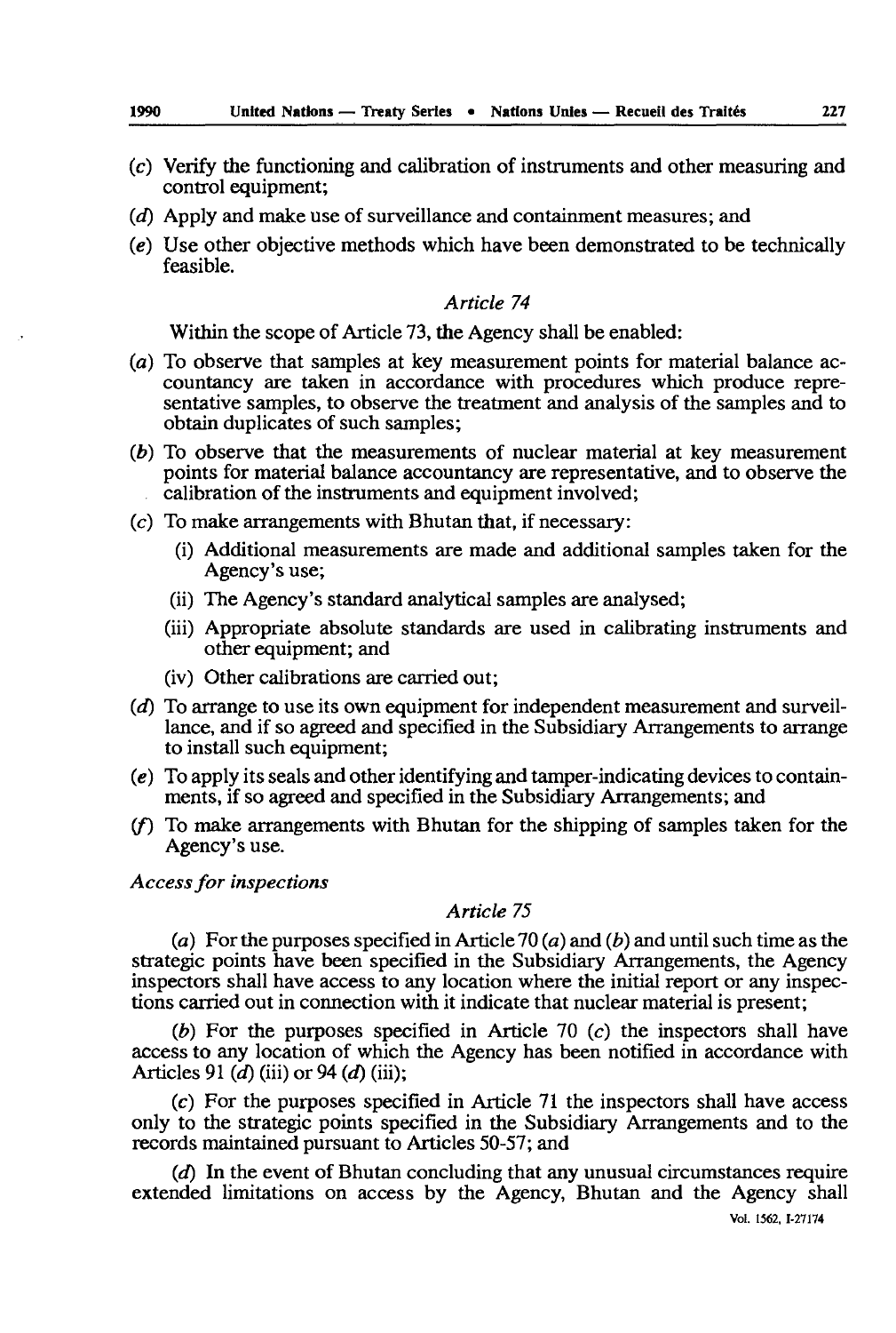(c) Verify the functioning and calibration of instruments and other measuring and control equipment;

(d) Apply and make use of surveillance and containment measures; and

(e) Use other objective methods which have been demonstrated to be technically feasible.

*Article 74*

Within the scope of Article 73, the Agency shall be enabled:

(a) To observe that samples at key measurement points for material balance accountancy are taken in accordance with procedures which produce representative samples, to observe the treatment and analysis of the samples and to obtain duplicates of such samples;

(b) To observe that the measurements of nuclear material at key measurement points for material balance accountancy are representative, and to observe the calibration of the instruments and equipment involved;

(c) To make arrangements with Bhutan that, if necessary:

   (i) Additional measurements are made and additional samples taken for the Agency's use;

   (ii) The Agency's standard analytical samples are analysed;

   (iii) Appropriate absolute standards are used in calibrating instruments and other equipment; and

   (iv) Other calibrations are carried out;

(d) To arrange to use its own equipment for independent measurement and surveillance, and if so agreed and specified in the Subsidiary Arrangements to arrange to install such equipment;

(e) To apply its seals and other identifying and tamper-indicating devices to containments, if so agreed and specified in the Subsidiary Arrangements; and

(f) To make arrangements with Bhutan for the shipping of samples taken for the Agency's use.

*Access for inspections*

*Article 75*

(a) For the purposes specified in Article 70 (a) and (b) and until such time as the strategic points have been specified in the Subsidiary Arrangements, the Agency inspectors shall have access to any location where the initial report or any inspections carried out in connection with it indicate that nuclear material is present;

(b) For the purposes specified in Article 70 (c) the inspectors shall have access to any location of which the Agency has been notified in accordance with Articles 91 (d) (iii) or 94 (d) (iii);

(c) For the purposes specified in Article 71 the inspectors shall have access only to the strategic points specified in the Subsidiary Arrangements and to the records maintained pursuant to Articles 50-57; and

(d) In the event of Bhutan concluding that any unusual circumstances require extended limitations on access by the Agency, Bhutan and the Agency shall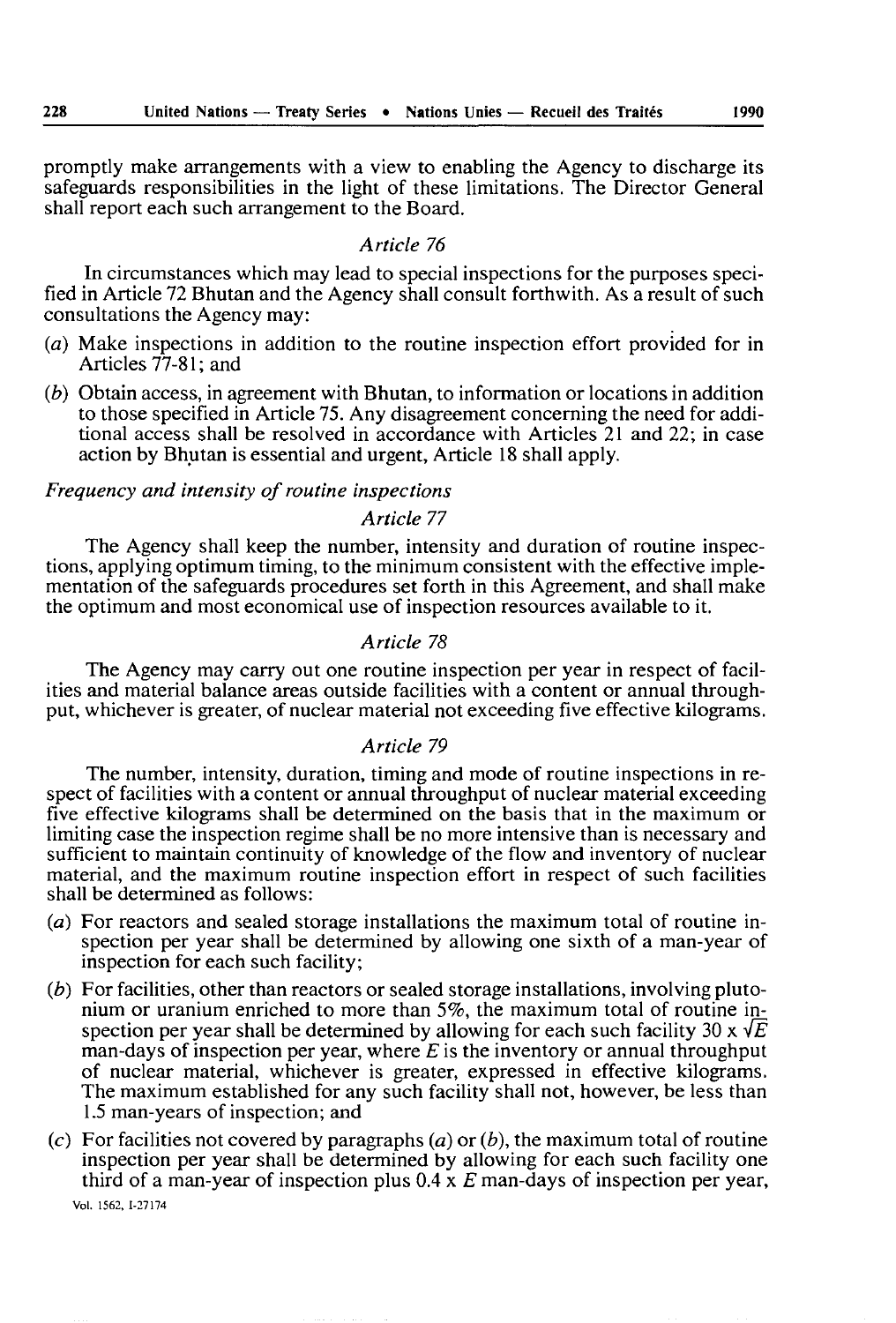promptly make arrangements with a view to enabling the Agency to discharge its safeguards responsibilities in the light of these limitations. The Director General shall report each such arrangement to the Board.

*Article 76*

In circumstances which may lead to special inspections for the purposes specified in Article 72 Bhutan and the Agency shall consult forthwith. As a result of such consultations the Agency may:

(*a*) Make inspections in addition to the routine inspection effort provided for in Articles 77-81; and

(*b*) Obtain access, in agreement with Bhutan, to information or locations in addition to those specified in Article 75. Any disagreement concerning the need for additional access shall be resolved in accordance with Articles 21 and 22; in case action by Bhutan is essential and urgent, Article 18 shall apply.

*Frequency and intensity of routine inspections*

*Article 77*

The Agency shall keep the number, intensity and duration of routine inspections, applying optimum timing, to the minimum consistent with the effective implementation of the safeguards procedures set forth in this Agreement, and shall make the optimum and most economical use of inspection resources available to it.

*Article 78*

The Agency may carry out one routine inspection per year in respect of facilities and material balance areas outside facilities with a content or annual throughput, whichever is greater, of nuclear material not exceeding five effective kilograms.

*Article 79*

The number, intensity, duration, timing and mode of routine inspections in respect of facilities with a content or annual throughput of nuclear material exceeding five effective kilograms shall be determined on the basis that in the maximum or limiting case the inspection regime shall be no more intensive than is necessary and sufficient to maintain continuity of knowledge of the flow and inventory of nuclear material, and the maximum routine inspection effort in respect of such facilities shall be determined as follows:

(*a*) For reactors and sealed storage installations the maximum total of routine inspection per year shall be determined by allowing one sixth of a man-year of inspection for each such facility;

(*b*) For facilities, other than reactors or sealed storage installations, involving plutonium or uranium enriched to more than 5%, the maximum total of routine inspection per year shall be determined by allowing for each such facility $30 \times \sqrt{E}$ man-days of inspection per year, where $E$ is the inventory or annual throughput of nuclear material, whichever is greater, expressed in effective kilograms. The maximum established for any such facility shall not, however, be less than 1.5 man-years of inspection; and

(*c*) For facilities not covered by paragraphs (*a*) or (*b*), the maximum total of routine inspection per year shall be determined by allowing for each such facility one third of a man-year of inspection plus $0.4 \times E$ man-days of inspection per year,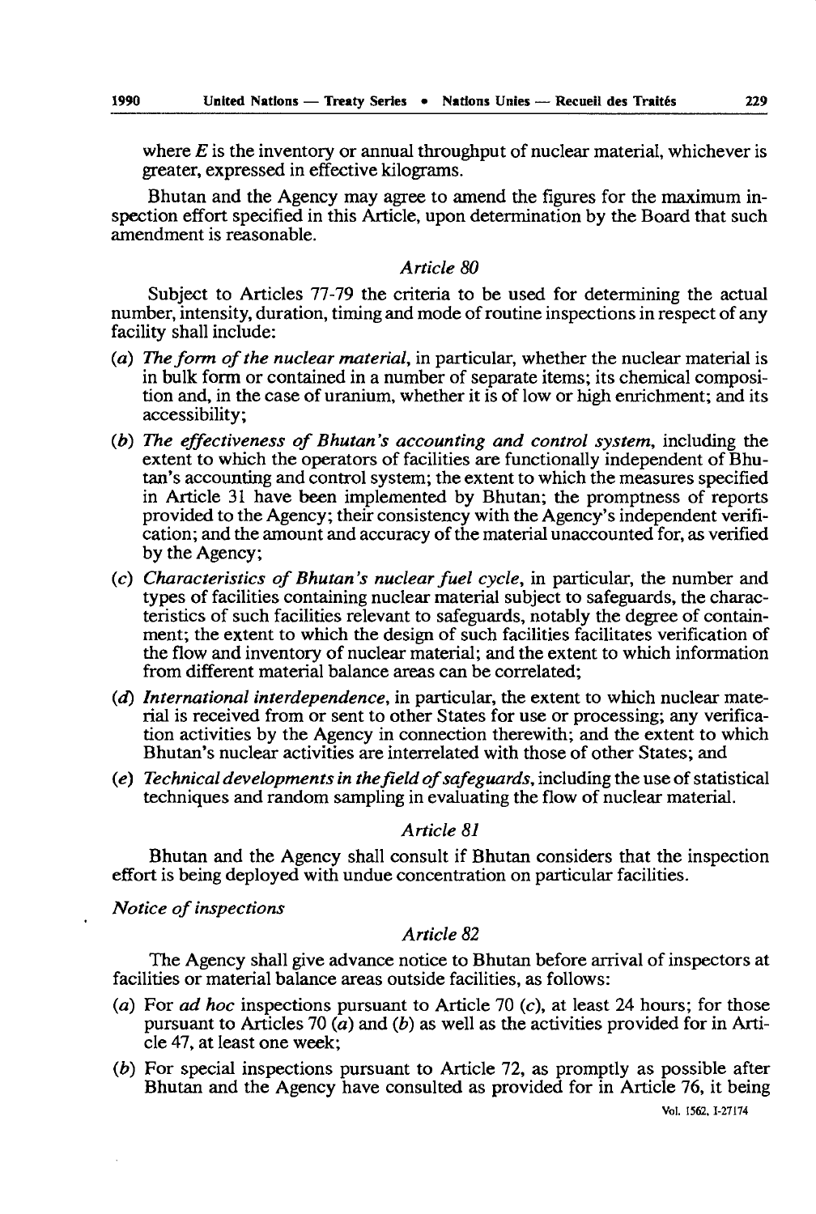where $E$ is the inventory or annual throughput of nuclear material, whichever is greater, expressed in effective kilograms.

Bhutan and the Agency may agree to amend the figures for the maximum inspection effort specified in this Article, upon determination by the Board that such amendment is reasonable.

*Article 80*

Subject to Articles 77-79 the criteria to be used for determining the actual number, intensity, duration, timing and mode of routine inspections in respect of any facility shall include:

(*a*) *The form of the nuclear material*, in particular, whether the nuclear material is in bulk form or contained in a number of separate items; its chemical composition and, in the case of uranium, whether it is of low or high enrichment; and its accessibility;

(*b*) *The effectiveness of Bhutan's accounting and control system*, including the extent to which the operators of facilities are functionally independent of Bhutan's accounting and control system; the extent to which the measures specified in Article 31 have been implemented by Bhutan; the promptness of reports provided to the Agency; their consistency with the Agency's independent verification; and the amount and accuracy of the material unaccounted for, as verified by the Agency;

(*c*) *Characteristics of Bhutan's nuclear fuel cycle*, in particular, the number and types of facilities containing nuclear material subject to safeguards, the characteristics of such facilities relevant to safeguards, notably the degree of containment; the extent to which the design of such facilities facilitates verification of the flow and inventory of nuclear material; and the extent to which information from different material balance areas can be correlated;

(*d*) *International interdependence*, in particular, the extent to which nuclear material is received from or sent to other States for use or processing; any verification activities by the Agency in connection therewith; and the extent to which Bhutan's nuclear activities are interrelated with those of other States; and

(*e*) *Technical developments in the field of safeguards*, including the use of statistical techniques and random sampling in evaluating the flow of nuclear material.

*Article 81*

Bhutan and the Agency shall consult if Bhutan considers that the inspection effort is being deployed with undue concentration on particular facilities.

*Notice of inspections*

*Article 82*

The Agency shall give advance notice to Bhutan before arrival of inspectors at facilities or material balance areas outside facilities, as follows:

(*a*) For *ad hoc* inspections pursuant to Article 70 (*c*), at least 24 hours; for those pursuant to Articles 70 (*a*) and (*b*) as well as the activities provided for in Article 47, at least one week;

(*b*) For special inspections pursuant to Article 72, as promptly as possible after Bhutan and the Agency have consulted as provided for in Article 76, it being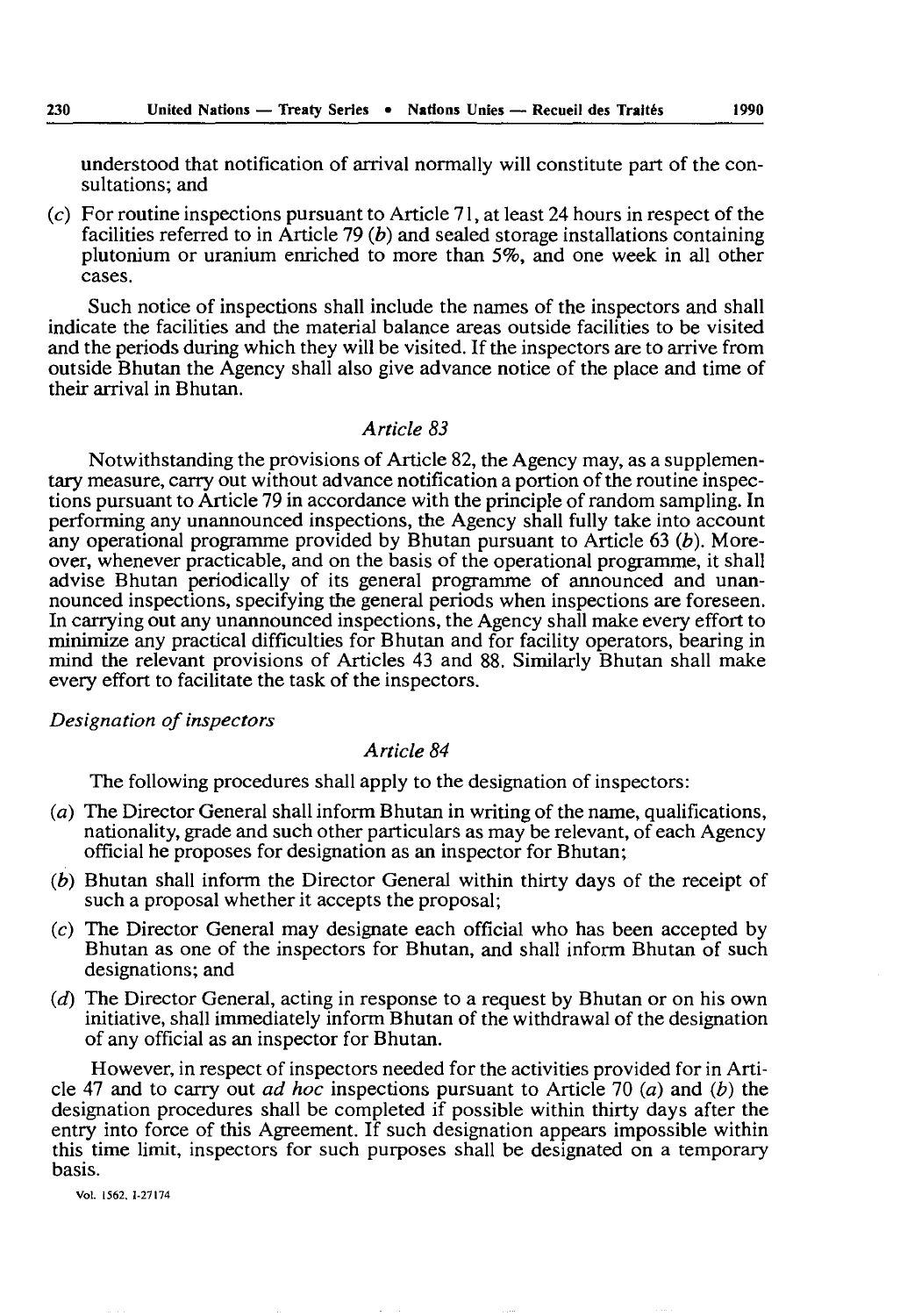understood that notification of arrival normally will constitute part of the consultations; and

(*c*) For routine inspections pursuant to Article 71, at least 24 hours in respect of the facilities referred to in Article 79 (*b*) and sealed storage installations containing plutonium or uranium enriched to more than 5%, and one week in all other cases.

Such notice of inspections shall include the names of the inspectors and shall indicate the facilities and the material balance areas outside facilities to be visited and the periods during which they will be visited. If the inspectors are to arrive from outside Bhutan the Agency shall also give advance notice of the place and time of their arrival in Bhutan.

### *Article 83*

Notwithstanding the provisions of Article 82, the Agency may, as a supplementary measure, carry out without advance notification a portion of the routine inspections pursuant to Article 79 in accordance with the principle of random sampling. In performing any unannounced inspections, the Agency shall fully take into account any operational programme provided by Bhutan pursuant to Article 63 (*b*). Moreover, whenever practicable, and on the basis of the operational programme, it shall advise Bhutan periodically of its general programme of announced and unannounced inspections, specifying the general periods when inspections are foreseen. In carrying out any unannounced inspections, the Agency shall make every effort to minimize any practical difficulties for Bhutan and for facility operators, bearing in mind the relevant provisions of Articles 43 and 88. Similarly Bhutan shall make every effort to facilitate the task of the inspectors.

*Designation of inspectors*

### *Article 84*

The following procedures shall apply to the designation of inspectors:

(*a*) The Director General shall inform Bhutan in writing of the name, qualifications, nationality, grade and such other particulars as may be relevant, of each Agency official he proposes for designation as an inspector for Bhutan;

(*b*) Bhutan shall inform the Director General within thirty days of the receipt of such a proposal whether it accepts the proposal;

(*c*) The Director General may designate each official who has been accepted by Bhutan as one of the inspectors for Bhutan, and shall inform Bhutan of such designations; and

(*d*) The Director General, acting in response to a request by Bhutan or on his own initiative, shall immediately inform Bhutan of the withdrawal of the designation of any official as an inspector for Bhutan.

However, in respect of inspectors needed for the activities provided for in Article 47 and to carry out *ad hoc* inspections pursuant to Article 70 (*a*) and (*b*) the designation procedures shall be completed if possible within thirty days after the entry into force of this Agreement. If such designation appears impossible within this time limit, inspectors for such purposes shall be designated on a temporary basis.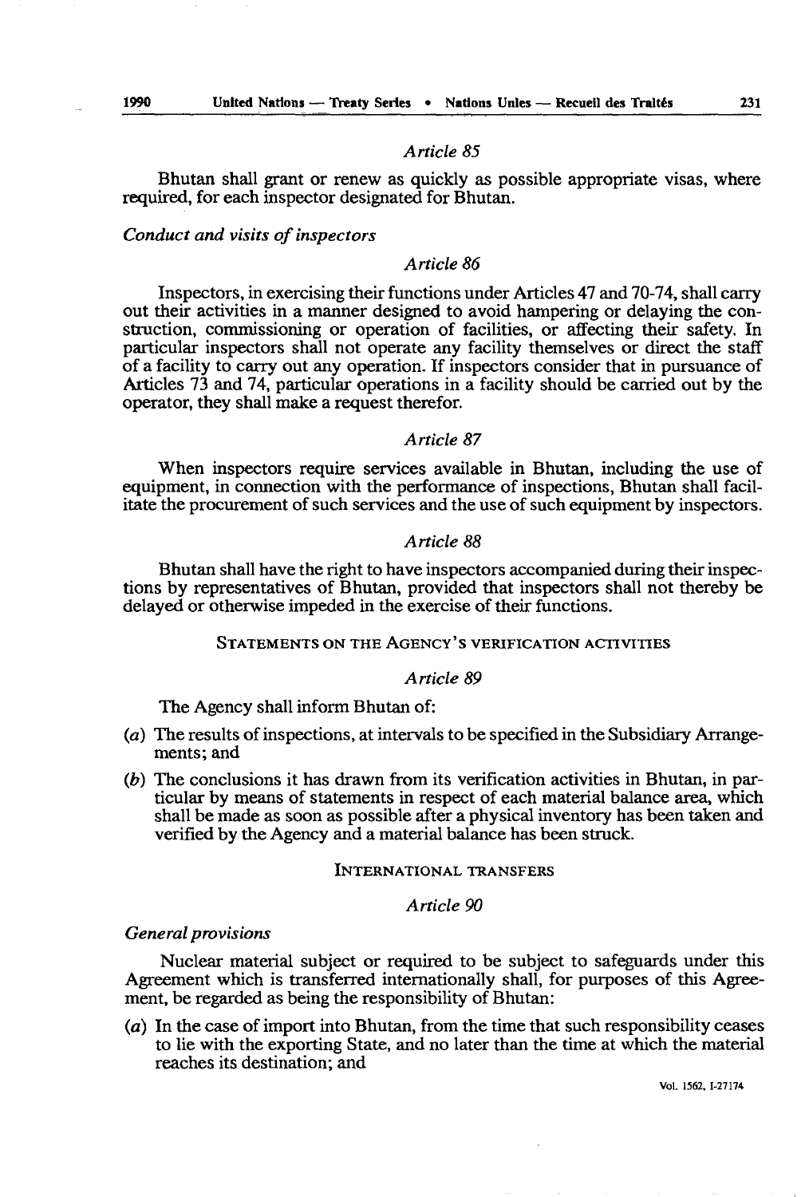### Article 85

Bhutan shall grant or renew as quickly as possible appropriate visas, where required, for each inspector designated for Bhutan.

*Conduct and visits of inspectors*

### Article 86

Inspectors, in exercising their functions under Articles 47 and 70-74, shall carry out their activities in a manner designed to avoid hampering or delaying the construction, commissioning or operation of facilities, or affecting their safety. In particular inspectors shall not operate any facility themselves or direct the staff of a facility to carry out any operation. If inspectors consider that in pursuance of Articles 73 and 74, particular operations in a facility should be carried out by the operator, they shall make a request therefor.

### Article 87

When inspectors require services available in Bhutan, including the use of equipment, in connection with the performance of inspections, Bhutan shall facilitate the procurement of such services and the use of such equipment by inspectors.

### Article 88

Bhutan shall have the right to have inspectors accompanied during their inspections by representatives of Bhutan, provided that inspectors shall not thereby be delayed or otherwise impeded in the exercise of their functions.

## STATEMENTS ON THE AGENCY'S VERIFICATION ACTIVITIES

### Article 89

The Agency shall inform Bhutan of:

(*a*) The results of inspections, at intervals to be specified in the Subsidiary Arrangements; and

(*b*) The conclusions it has drawn from its verification activities in Bhutan, in particular by means of statements in respect of each material balance area, which shall be made as soon as possible after a physical inventory has been taken and verified by the Agency and a material balance has been struck.

## INTERNATIONAL TRANSFERS

### Article 90

*General provisions*

Nuclear material subject or required to be subject to safeguards under this Agreement which is transferred internationally shall, for purposes of this Agreement, be regarded as being the responsibility of Bhutan:

(*a*) In the case of import into Bhutan, from the time that such responsibility ceases to lie with the exporting State, and no later than the time at which the material reaches its destination; and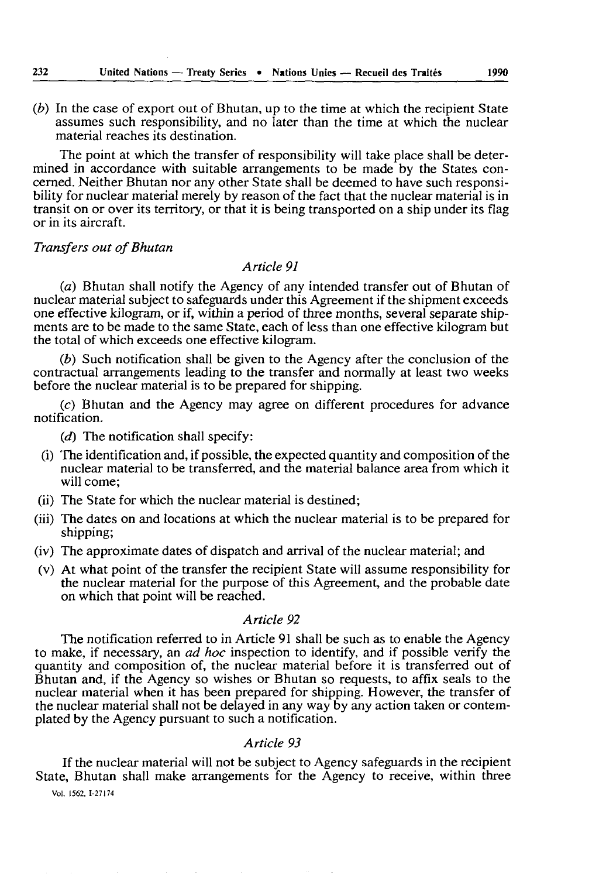(*b*) In the case of export out of Bhutan, up to the time at which the recipient State assumes such responsibility, and no later than the time at which the nuclear material reaches its destination.

The point at which the transfer of responsibility will take place shall be determined in accordance with suitable arrangements to be made by the States concerned. Neither Bhutan nor any other State shall be deemed to have such responsibility for nuclear material merely by reason of the fact that the nuclear material is in transit on or over its territory, or that it is being transported on a ship under its flag or in its aircraft.

*Transfers out of Bhutan*

*Article 91*

(*a*) Bhutan shall notify the Agency of any intended transfer out of Bhutan of nuclear material subject to safeguards under this Agreement if the shipment exceeds one effective kilogram, or if, within a period of three months, several separate shipments are to be made to the same State, each of less than one effective kilogram but the total of which exceeds one effective kilogram.

(*b*) Such notification shall be given to the Agency after the conclusion of the contractual arrangements leading to the transfer and normally at least two weeks before the nuclear material is to be prepared for shipping.

(*c*) Bhutan and the Agency may agree on different procedures for advance notification.

(*d*) The notification shall specify:

- (i) The identification and, if possible, the expected quantity and composition of the nuclear material to be transferred, and the material balance area from which it will come;
- (ii) The State for which the nuclear material is destined;
- (iii) The dates on and locations at which the nuclear material is to be prepared for shipping;
- (iv) The approximate dates of dispatch and arrival of the nuclear material; and
- (v) At what point of the transfer the recipient State will assume responsibility for the nuclear material for the purpose of this Agreement, and the probable date on which that point will be reached.

*Article 92*

The notification referred to in Article 91 shall be such as to enable the Agency to make, if necessary, an *ad hoc* inspection to identify, and if possible verify the quantity and composition of, the nuclear material before it is transferred out of Bhutan and, if the Agency so wishes or Bhutan so requests, to affix seals to the nuclear material when it has been prepared for shipping. However, the transfer of the nuclear material shall not be delayed in any way by any action taken or contemplated by the Agency pursuant to such a notification.

*Article 93*

If the nuclear material will not be subject to Agency safeguards in the recipient State, Bhutan shall make arrangements for the Agency to receive, within three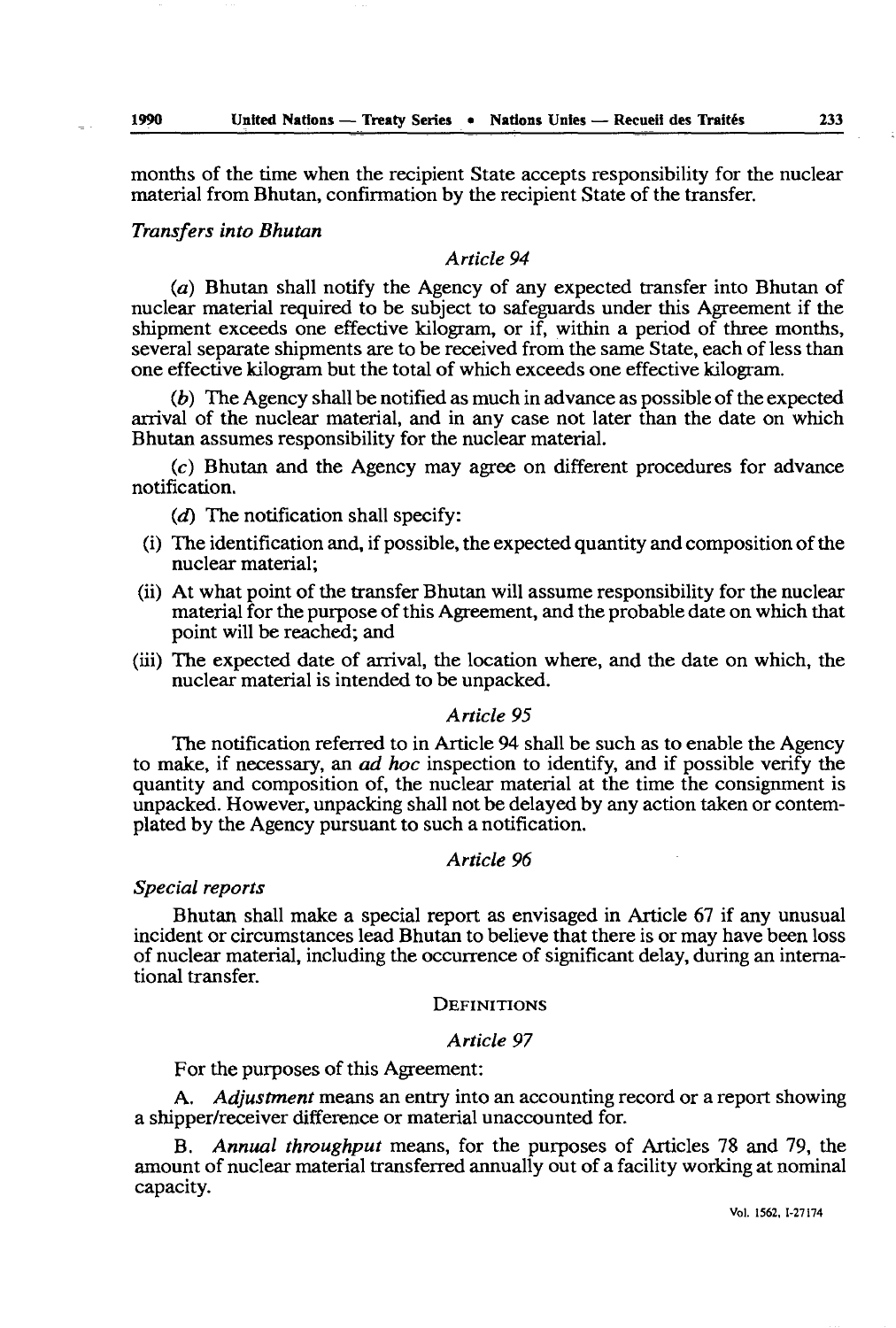months of the time when the recipient State accepts responsibility for the nuclear material from Bhutan, confirmation by the recipient State of the transfer.

*Transfers into Bhutan*

*Article 94*

(*a*) Bhutan shall notify the Agency of any expected transfer into Bhutan of nuclear material required to be subject to safeguards under this Agreement if the shipment exceeds one effective kilogram, or if, within a period of three months, several separate shipments are to be received from the same State, each of less than one effective kilogram but the total of which exceeds one effective kilogram.

(*b*) The Agency shall be notified as much in advance as possible of the expected arrival of the nuclear material, and in any case not later than the date on which Bhutan assumes responsibility for the nuclear material.

(*c*) Bhutan and the Agency may agree on different procedures for advance notification.

(*d*) The notification shall specify:

(i) The identification and, if possible, the expected quantity and composition of the nuclear material;

(ii) At what point of the transfer Bhutan will assume responsibility for the nuclear material for the purpose of this Agreement, and the probable date on which that point will be reached; and

(iii) The expected date of arrival, the location where, and the date on which, the nuclear material is intended to be unpacked.

*Article 95*

The notification referred to in Article 94 shall be such as to enable the Agency to make, if necessary, an *ad hoc* inspection to identify, and if possible verify the quantity and composition of, the nuclear material at the time the consignment is unpacked. However, unpacking shall not be delayed by any action taken or contemplated by the Agency pursuant to such a notification.

*Article 96*

*Special reports*

Bhutan shall make a special report as envisaged in Article 67 if any unusual incident or circumstances lead Bhutan to believe that there is or may have been loss of nuclear material, including the occurrence of significant delay, during an international transfer.

DEFINITIONS

*Article 97*

For the purposes of this Agreement:

A. *Adjustment* means an entry into an accounting record or a report showing a shipper/receiver difference or material unaccounted for.

B. *Annual throughput* means, for the purposes of Articles 78 and 79, the amount of nuclear material transferred annually out of a facility working at nominal capacity.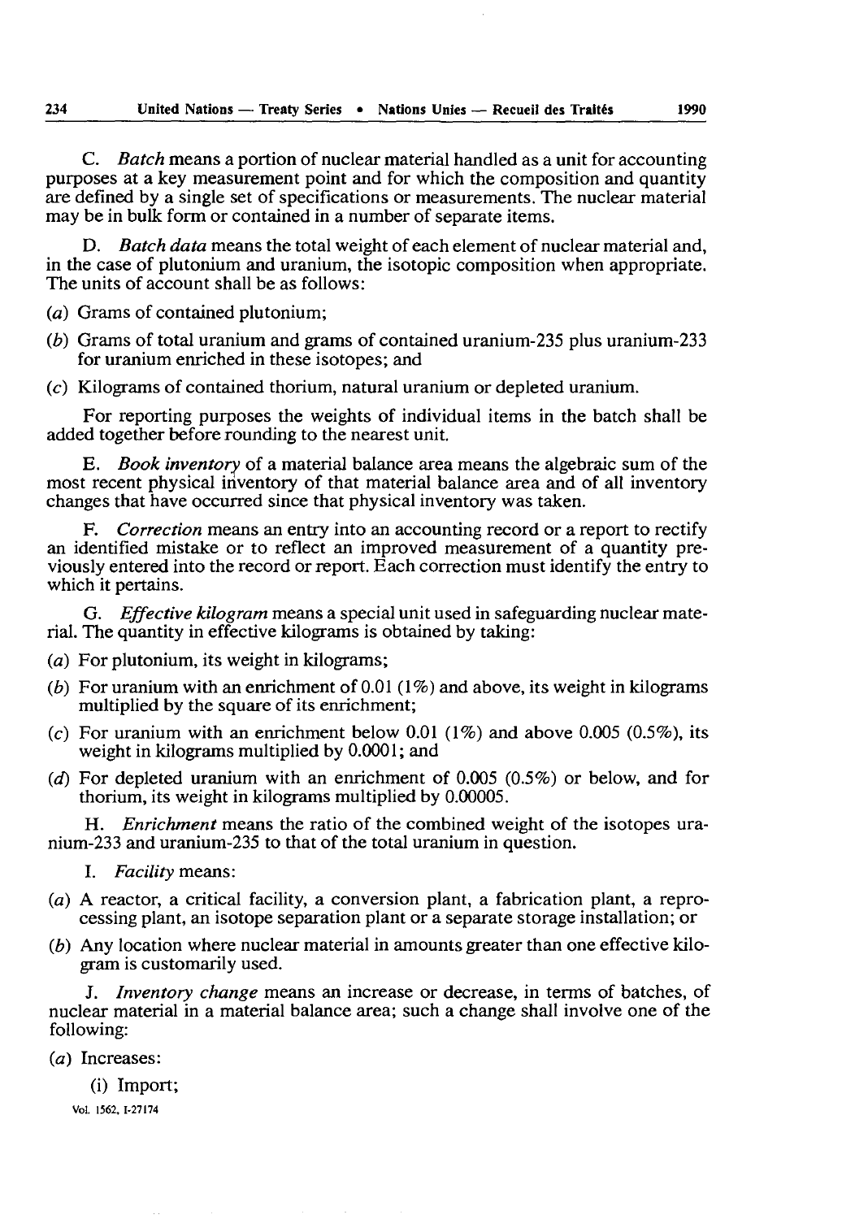C. *Batch* means a portion of nuclear material handled as a unit for accounting purposes at a key measurement point and for which the composition and quantity are defined by a single set of specifications or measurements. The nuclear material may be in bulk form or contained in a number of separate items.

D. *Batch data* means the total weight of each element of nuclear material and, in the case of plutonium and uranium, the isotopic composition when appropriate. The units of account shall be as follows:

(*a*) Grams of contained plutonium;

(*b*) Grams of total uranium and grams of contained uranium-235 plus uranium-233 for uranium enriched in these isotopes; and

(*c*) Kilograms of contained thorium, natural uranium or depleted uranium.

For reporting purposes the weights of individual items in the batch shall be added together before rounding to the nearest unit.

E. *Book inventory* of a material balance area means the algebraic sum of the most recent physical inventory of that material balance area and of all inventory changes that have occurred since that physical inventory was taken.

F. *Correction* means an entry into an accounting record or a report to rectify an identified mistake or to reflect an improved measurement of a quantity previously entered into the record or report. Each correction must identify the entry to which it pertains.

G. *Effective kilogram* means a special unit used in safeguarding nuclear material. The quantity in effective kilograms is obtained by taking:

(*a*) For plutonium, its weight in kilograms;

(*b*) For uranium with an enrichment of 0.01 (1%) and above, its weight in kilograms multiplied by the square of its enrichment;

(*c*) For uranium with an enrichment below 0.01 (1%) and above 0.005 (0.5%), its weight in kilograms multiplied by 0.0001; and

(*d*) For depleted uranium with an enrichment of 0.005 (0.5%) or below, and for thorium, its weight in kilograms multiplied by 0.00005.

H. *Enrichment* means the ratio of the combined weight of the isotopes uranium-233 and uranium-235 to that of the total uranium in question.

I. *Facility* means:

(*a*) A reactor, a critical facility, a conversion plant, a fabrication plant, a reprocessing plant, an isotope separation plant or a separate storage installation; or

(*b*) Any location where nuclear material in amounts greater than one effective kilogram is customarily used.

J. *Inventory change* means an increase or decrease, in terms of batches, of nuclear material in a material balance area; such a change shall involve one of the following:

(*a*) Increases:

(i) Import;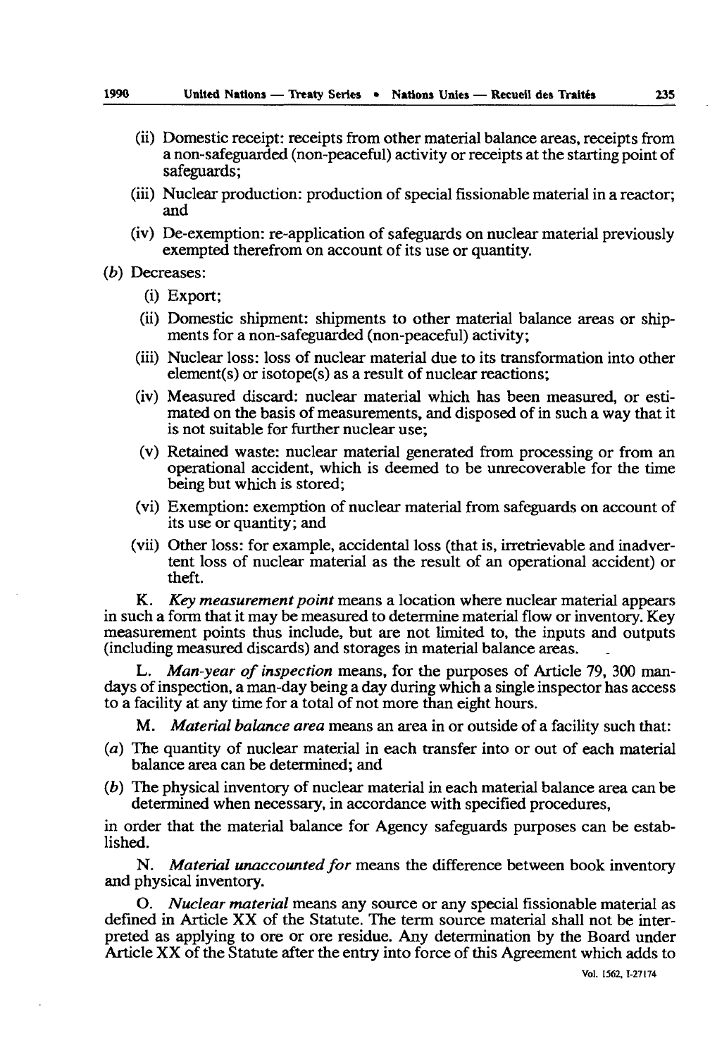(ii) Domestic receipt: receipts from other material balance areas, receipts from a non-safeguarded (non-peaceful) activity or receipts at the starting point of safeguards;

(iii) Nuclear production: production of special fissionable material in a reactor; and

(iv) De-exemption: re-application of safeguards on nuclear material previously exempted therefrom on account of its use or quantity.

(*b*) Decreases:

(i) Export;

(ii) Domestic shipment: shipments to other material balance areas or shipments for a non-safeguarded (non-peaceful) activity;

(iii) Nuclear loss: loss of nuclear material due to its transformation into other element(s) or isotope(s) as a result of nuclear reactions;

(iv) Measured discard: nuclear material which has been measured, or estimated on the basis of measurements, and disposed of in such a way that it is not suitable for further nuclear use;

(v) Retained waste: nuclear material generated from processing or from an operational accident, which is deemed to be unrecoverable for the time being but which is stored;

(vi) Exemption: exemption of nuclear material from safeguards on account of its use or quantity; and

(vii) Other loss: for example, accidental loss (that is, irretrievable and inadvertent loss of nuclear material as the result of an operational accident) or theft.

K. *Key measurement point* means a location where nuclear material appears in such a form that it may be measured to determine material flow or inventory. Key measurement points thus include, but are not limited to, the inputs and outputs (including measured discards) and storages in material balance areas.

L. *Man-year of inspection* means, for the purposes of Article 79, 300 man-days of inspection, a man-day being a day during which a single inspector has access to a facility at any time for a total of not more than eight hours.

M. *Material balance area* means an area in or outside of a facility such that:

(*a*) The quantity of nuclear material in each transfer into or out of each material balance area can be determined; and

(*b*) The physical inventory of nuclear material in each material balance area can be determined when necessary, in accordance with specified procedures,

in order that the material balance for Agency safeguards purposes can be established.

N. *Material unaccounted for* means the difference between book inventory and physical inventory.

O. *Nuclear material* means any source or any special fissionable material as defined in Article XX of the Statute. The term source material shall not be interpreted as applying to ore or ore residue. Any determination by the Board under Article XX of the Statute after the entry into force of this Agreement which adds to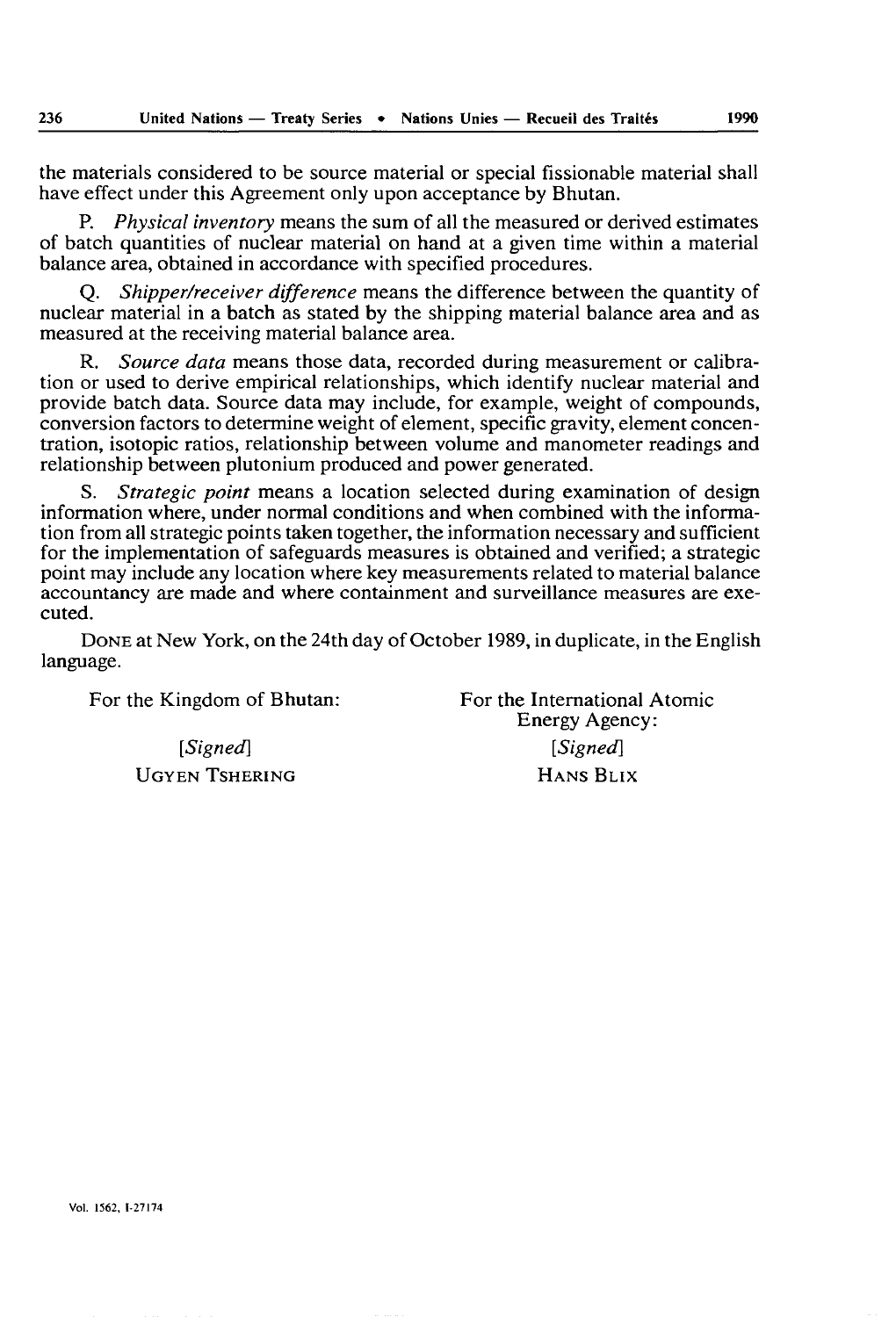the materials considered to be source material or special fissionable material shall have effect under this Agreement only upon acceptance by Bhutan.

P. *Physical inventory* means the sum of all the measured or derived estimates of batch quantities of nuclear material on hand at a given time within a material balance area, obtained in accordance with specified procedures.

Q. *Shipper/receiver difference* means the difference between the quantity of nuclear material in a batch as stated by the shipping material balance area and as measured at the receiving material balance area.

R. *Source data* means those data, recorded during measurement or calibration or used to derive empirical relationships, which identify nuclear material and provide batch data. Source data may include, for example, weight of compounds, conversion factors to determine weight of element, specific gravity, element concentration, isotopic ratios, relationship between volume and manometer readings and relationship between plutonium produced and power generated.

S. *Strategic point* means a location selected during examination of design information where, under normal conditions and when combined with the information from all strategic points taken together, the information necessary and sufficient for the implementation of safeguards measures is obtained and verified; a strategic point may include any location where key measurements related to material balance accountancy are made and where containment and surveillance measures are executed.

DONE at New York, on the 24th day of October 1989, in duplicate, in the English language.

For the Kingdom of Bhutan:

[*Signed*]

UGYEN TSHERING

For the International Atomic Energy Agency:

[*Signed*]

HANS BLIX

Vol. 1562, I-27174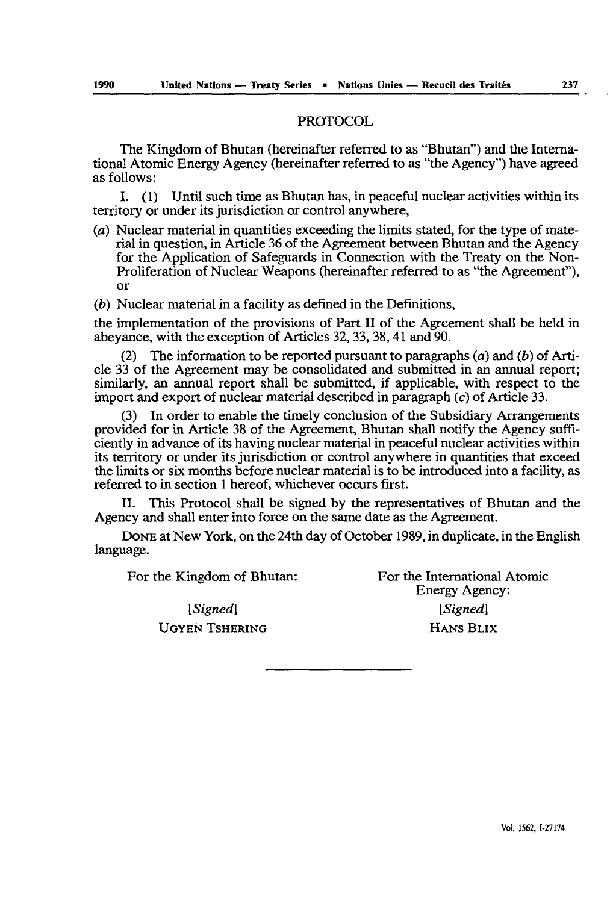## PROTOCOL

The Kingdom of Bhutan (hereinafter referred to as "Bhutan") and the International Atomic Energy Agency (hereinafter referred to as "the Agency") have agreed as follows:

I. (1) Until such time as Bhutan has, in peaceful nuclear activities within its territory or under its jurisdiction or control anywhere,

(*a*) Nuclear material in quantities exceeding the limits stated, for the type of material in question, in Article 36 of the Agreement between Bhutan and the Agency for the Application of Safeguards in Connection with the Treaty on the Non-Proliferation of Nuclear Weapons (hereinafter referred to as "the Agreement"), or

(*b*) Nuclear material in a facility as defined in the Definitions,

the implementation of the provisions of Part II of the Agreement shall be held in abeyance, with the exception of Articles 32, 33, 38, 41 and 90.

(2) The information to be reported pursuant to paragraphs (*a*) and (*b*) of Article 33 of the Agreement may be consolidated and submitted in an annual report; similarly, an annual report shall be submitted, if applicable, with respect to the import and export of nuclear material described in paragraph (*c*) of Article 33.

(3) In order to enable the timely conclusion of the Subsidiary Arrangements provided for in Article 38 of the Agreement, Bhutan shall notify the Agency sufficiently in advance of its having nuclear material in peaceful nuclear activities within its territory or under its jurisdiction or control anywhere in quantities that exceed the limits or six months before nuclear material is to be introduced into a facility, as referred to in section 1 hereof, whichever occurs first.

II. This Protocol shall be signed by the representatives of Bhutan and the Agency and shall enter into force on the same date as the Agreement.

DONE at New York, on the 24th day of October 1989, in duplicate, in the English language.

For the Kingdom of Bhutan:

[*Signed*]

UGYEN TSHERING

For the International Atomic Energy Agency:

[*Signed*]

HANS BLIX